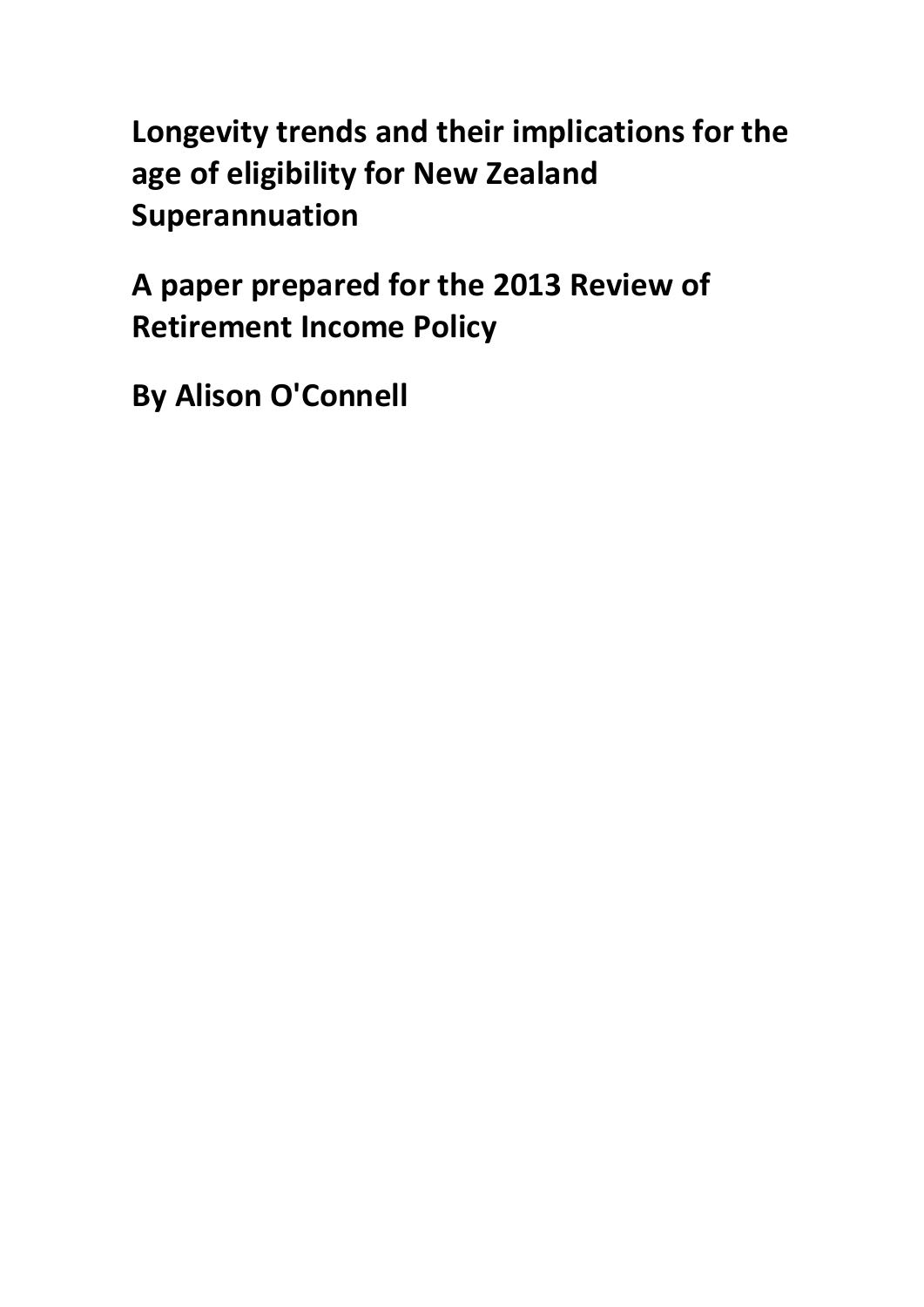# Longevity trends and their implications for the age of eligibility for New Zealand Superannuation

## A paper prepared for the 2013 Review of Retirement Income Policy

## By Alison O'Connell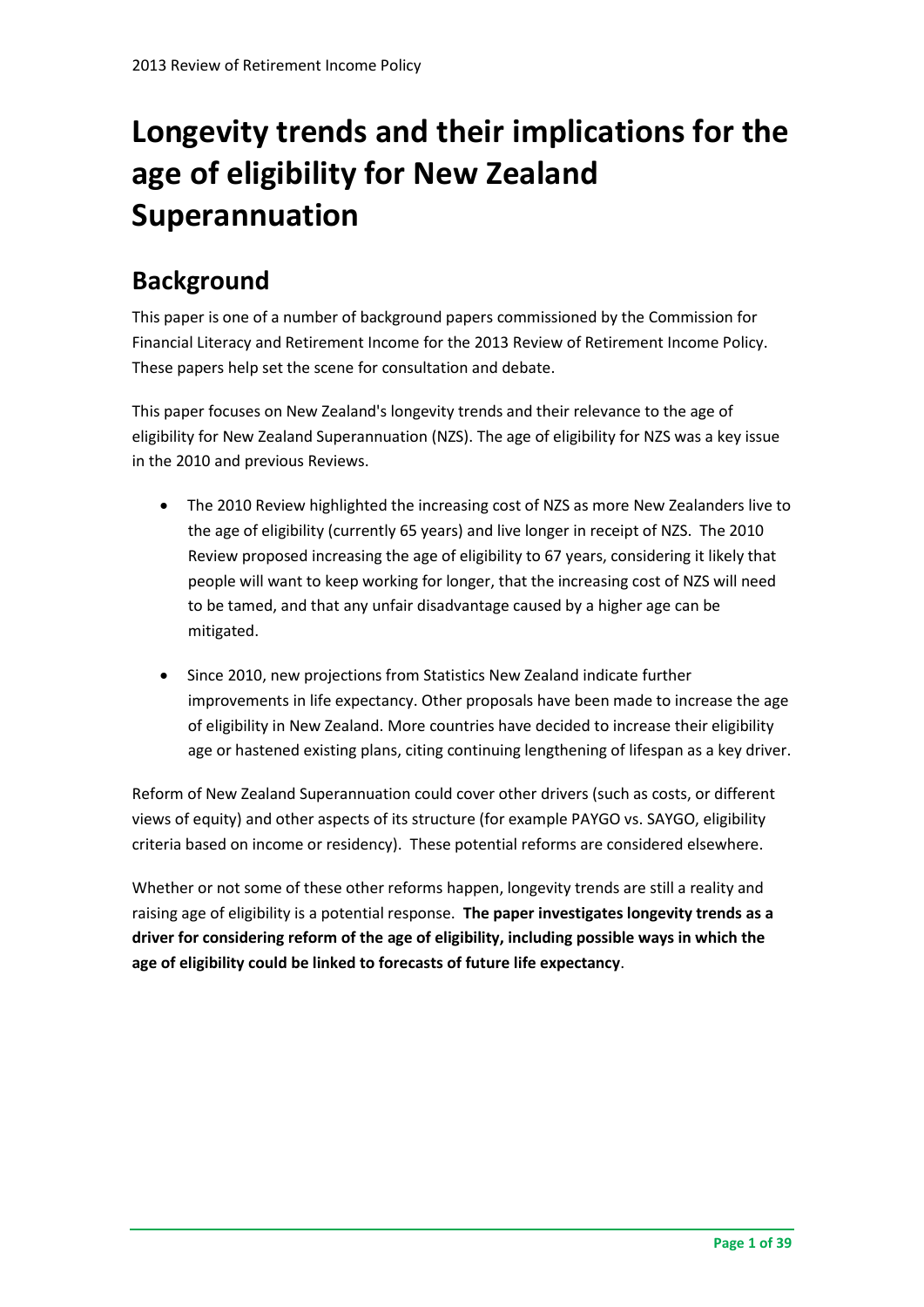# Longevity trends and their implications for the age of eligibility for New Zealand Superannuation

## Background

This paper is one of a number of background papers commissioned by the Commission for Financial Literacy and Retirement Income for the 2013 Review of Retirement Income Policy. These papers help set the scene for consultation and debate.

This paper focuses on New Zealand's longevity trends and their relevance to the age of eligibility for New Zealand Superannuation (NZS). The age of eligibility for NZS was a key issue in the 2010 and previous Reviews.

- The 2010 Review highlighted the increasing cost of NZS as more New Zealanders live to the age of eligibility (currently 65 years) and live longer in receipt of NZS. The 2010 Review proposed increasing the age of eligibility to 67 years, considering it likely that people will want to keep working for longer, that the increasing cost of NZS will need to be tamed, and that any unfair disadvantage caused by a higher age can be mitigated.
- Since 2010, new projections from Statistics New Zealand indicate further improvements in life expectancy. Other proposals have been made to increase the age of eligibility in New Zealand. More countries have decided to increase their eligibility age or hastened existing plans, citing continuing lengthening of lifespan as a key driver.

Reform of New Zealand Superannuation could cover other drivers (such as costs, or different views of equity) and other aspects of its structure (for example PAYGO vs. SAYGO, eligibility criteria based on income or residency). These potential reforms are considered elsewhere.

Whether or not some of these other reforms happen, longevity trends are still a reality and raising age of eligibility is a potential response. **The paper investigates longevity trends as a driver for considering reform of the age of eligibility, including possible ways in which the age of eligibility could be linked to forecasts of future life expectancy**.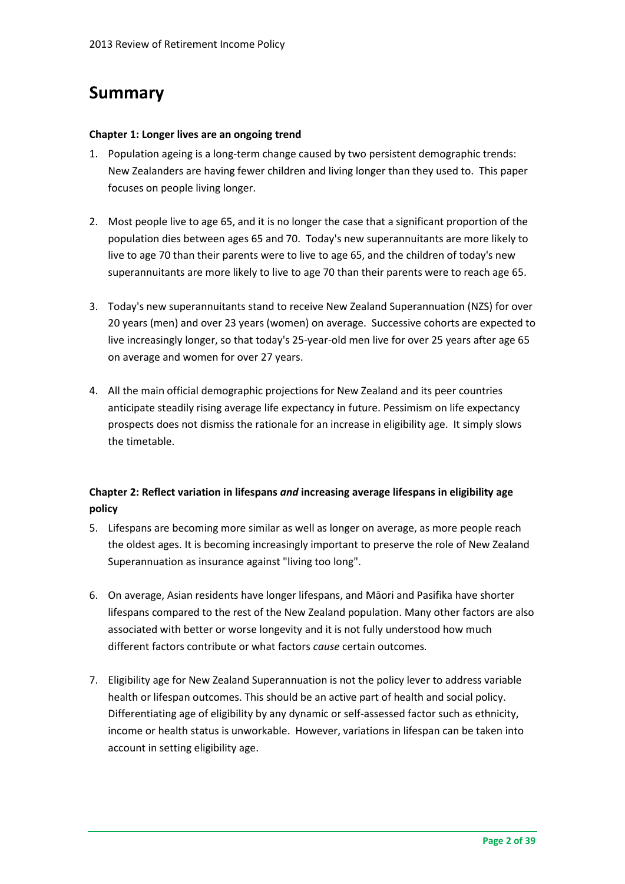# Summary

**Chapter 1: Longer lives are an ongoing trend**

1. Population ageing is a long-term change caused by two persistent demographic trends: New Zealanders are having fewer children and living longer than they used to. This paper focuses on people living longer.

2. Most people live to age 65, and it is no longer the case that a significant proportion of the population dies between ages 65 and 70. Today's new superannuitants are more likely to live to age 70 than their parents were to live to age 65, and the children of today's new superannuitants are more likely to live to age 70 than their parents were to reach age 65.

3. Today's new superannuitants stand to receive New Zealand Superannuation (NZS) for over 20 years (men) and over 23 years (women) on average. Successive cohorts are expected to live increasingly longer, so that today's 25-year-old men live for over 25 years after age 65 on average and women for over 27 years.

4. All the main official demographic projections for New Zealand and its peer countries anticipate steadily rising average life expectancy in future. Pessimism on life expectancy prospects does not dismiss the rationale for an increase in eligibility age. It simply slows the timetable.

**Chapter 2: Reflect variation in lifespans *and* increasing average lifespans in eligibility age policy**

5. Lifespans are becoming more similar as well as longer on average, as more people reach the oldest ages. It is becoming increasingly important to preserve the role of New Zealand Superannuation as insurance against "living too long".

6. On average, Asian residents have longer lifespans, and Māori and Pasifika have shorter lifespans compared to the rest of the New Zealand population. Many other factors are also associated with better or worse longevity and it is not fully understood how much different factors contribute or what factors *cause* certain outcomes.

7. Eligibility age for New Zealand Superannuation is not the policy lever to address variable health or lifespan outcomes. This should be an active part of health and social policy. Differentiating age of eligibility by any dynamic or self-assessed factor such as ethnicity, income or health status is unworkable. However, variations in lifespan can be taken into account in setting eligibility age.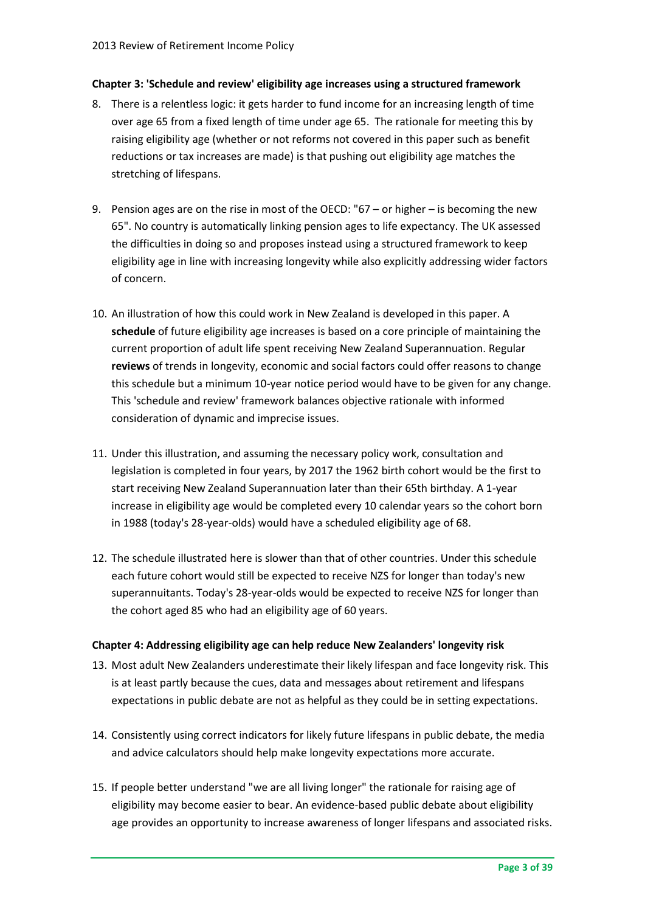### Chapter 3: 'Schedule and review' eligibility age increases using a structured framework

8. There is a relentless logic: it gets harder to fund income for an increasing length of time over age 65 from a fixed length of time under age 65. The rationale for meeting this by raising eligibility age (whether or not reforms not covered in this paper such as benefit reductions or tax increases are made) is that pushing out eligibility age matches the stretching of lifespans.

9. Pension ages are on the rise in most of the OECD: "67 – or higher – is becoming the new 65". No country is automatically linking pension ages to life expectancy. The UK assessed the difficulties in doing so and proposes instead using a structured framework to keep eligibility age in line with increasing longevity while also explicitly addressing wider factors of concern.

10. An illustration of how this could work in New Zealand is developed in this paper. A **schedule** of future eligibility age increases is based on a core principle of maintaining the current proportion of adult life spent receiving New Zealand Superannuation. Regular **reviews** of trends in longevity, economic and social factors could offer reasons to change this schedule but a minimum 10-year notice period would have to be given for any change. This 'schedule and review' framework balances objective rationale with informed consideration of dynamic and imprecise issues.

11. Under this illustration, and assuming the necessary policy work, consultation and legislation is completed in four years, by 2017 the 1962 birth cohort would be the first to start receiving New Zealand Superannuation later than their 65th birthday. A 1-year increase in eligibility age would be completed every 10 calendar years so the cohort born in 1988 (today's 28-year-olds) would have a scheduled eligibility age of 68.

12. The schedule illustrated here is slower than that of other countries. Under this schedule each future cohort would still be expected to receive NZS for longer than today's new superannuitants. Today's 28-year-olds would be expected to receive NZS for longer than the cohort aged 85 who had an eligibility age of 60 years.

### Chapter 4: Addressing eligibility age can help reduce New Zealanders' longevity risk

13. Most adult New Zealanders underestimate their likely lifespan and face longevity risk. This is at least partly because the cues, data and messages about retirement and lifespans expectations in public debate are not as helpful as they could be in setting expectations.

14. Consistently using correct indicators for likely future lifespans in public debate, the media and advice calculators should help make longevity expectations more accurate.

15. If people better understand "we are all living longer" the rationale for raising age of eligibility may become easier to bear. An evidence-based public debate about eligibility age provides an opportunity to increase awareness of longer lifespans and associated risks.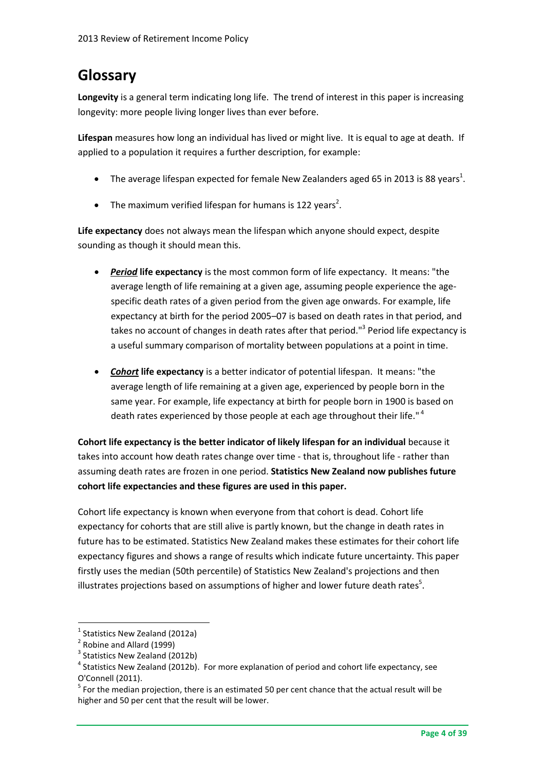## Glossary

**Longevity** is a general term indicating long life. The trend of interest in this paper is increasing longevity: more people living longer lives than ever before.

**Lifespan** measures how long an individual has lived or might live. It is equal to age at death. If applied to a population it requires a further description, for example:

- The average lifespan expected for female New Zealanders aged 65 in 2013 is 88 years[1].
- The maximum verified lifespan for humans is 122 years[2].

**Life expectancy** does not always mean the lifespan which anyone should expect, despite sounding as though it should mean this.

- ***Period*** **life expectancy** is the most common form of life expectancy. It means: "the average length of life remaining at a given age, assuming people experience the age-specific death rates of a given period from the given age onwards. For example, life expectancy at birth for the period 2005–07 is based on death rates in that period, and takes no account of changes in death rates after that period."[3] Period life expectancy is a useful summary comparison of mortality between populations at a point in time.
- ***Cohort*** **life expectancy** is a better indicator of potential lifespan. It means: "the average length of life remaining at a given age, experienced by people born in the same year. For example, life expectancy at birth for people born in 1900 is based on death rates experienced by those people at each age throughout their life." [4]

**Cohort life expectancy is the better indicator of likely lifespan for an individual** because it takes into account how death rates change over time - that is, throughout life - rather than assuming death rates are frozen in one period. **Statistics New Zealand now publishes future cohort life expectancies and these figures are used in this paper.**

Cohort life expectancy is known when everyone from that cohort is dead. Cohort life expectancy for cohorts that are still alive is partly known, but the change in death rates in future has to be estimated. Statistics New Zealand makes these estimates for their cohort life expectancy figures and shows a range of results which indicate future uncertainty. This paper firstly uses the median (50th percentile) of Statistics New Zealand's projections and then illustrates projections based on assumptions of higher and lower future death rates[5].

---

[1] Statistics New Zealand (2012a)

[2] Robine and Allard (1999)

[3] Statistics New Zealand (2012b)

[4] Statistics New Zealand (2012b). For more explanation of period and cohort life expectancy, see O'Connell (2011).

[5] For the median projection, there is an estimated 50 per cent chance that the actual result will be higher and 50 per cent that the result will be lower.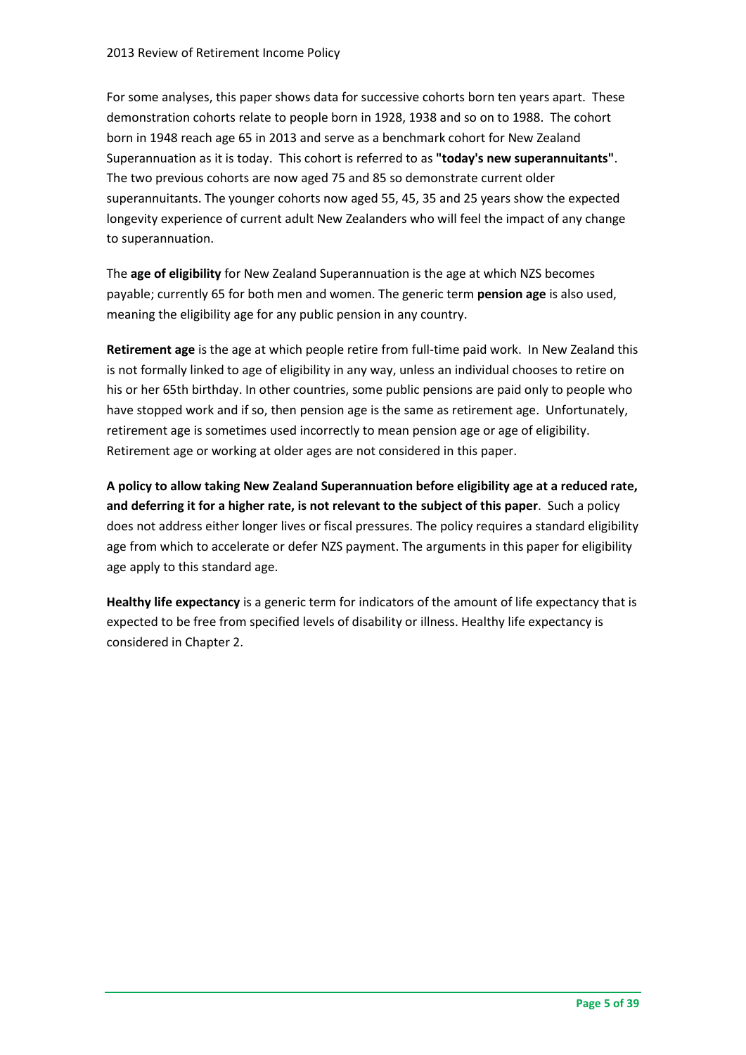For some analyses, this paper shows data for successive cohorts born ten years apart. These demonstration cohorts relate to people born in 1928, 1938 and so on to 1988. The cohort born in 1948 reach age 65 in 2013 and serve as a benchmark cohort for New Zealand Superannuation as it is today. This cohort is referred to as **"today's new superannuitants"**. The two previous cohorts are now aged 75 and 85 so demonstrate current older superannuitants. The younger cohorts now aged 55, 45, 35 and 25 years show the expected longevity experience of current adult New Zealanders who will feel the impact of any change to superannuation.

The **age of eligibility** for New Zealand Superannuation is the age at which NZS becomes payable; currently 65 for both men and women. The generic term **pension age** is also used, meaning the eligibility age for any public pension in any country.

**Retirement age** is the age at which people retire from full-time paid work. In New Zealand this is not formally linked to age of eligibility in any way, unless an individual chooses to retire on his or her 65th birthday. In other countries, some public pensions are paid only to people who have stopped work and if so, then pension age is the same as retirement age. Unfortunately, retirement age is sometimes used incorrectly to mean pension age or age of eligibility. Retirement age or working at older ages are not considered in this paper.

**A policy to allow taking New Zealand Superannuation before eligibility age at a reduced rate, and deferring it for a higher rate, is not relevant to the subject of this paper**. Such a policy does not address either longer lives or fiscal pressures. The policy requires a standard eligibility age from which to accelerate or defer NZS payment. The arguments in this paper for eligibility age apply to this standard age.

**Healthy life expectancy** is a generic term for indicators of the amount of life expectancy that is expected to be free from specified levels of disability or illness. Healthy life expectancy is considered in Chapter 2.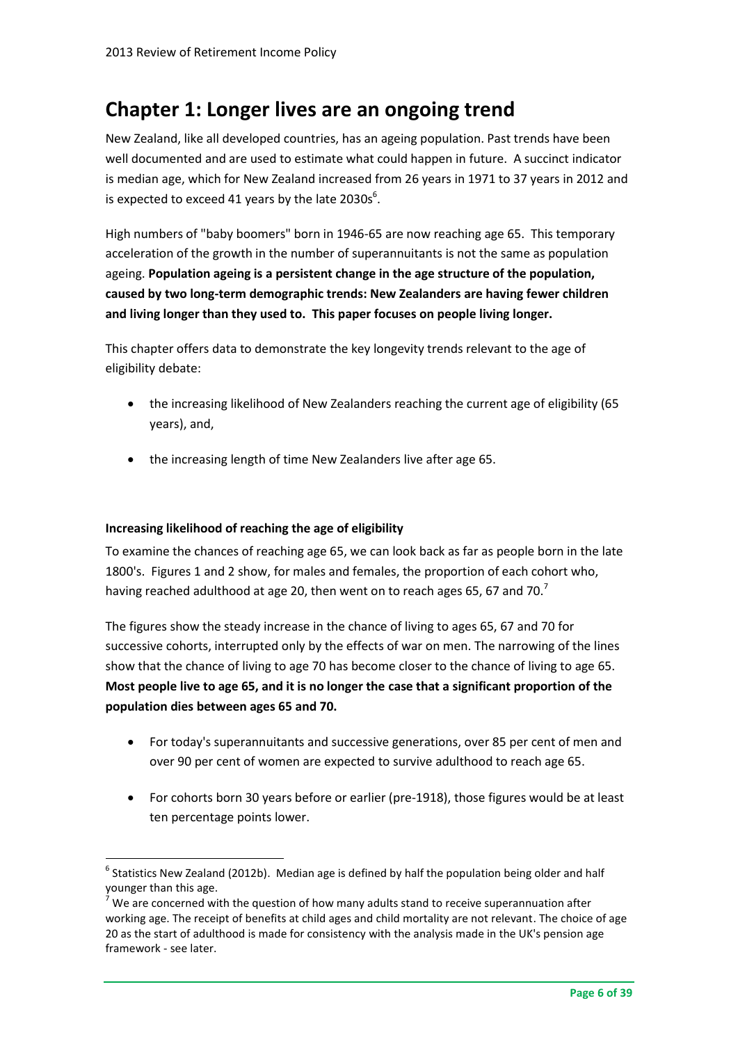# Chapter 1: Longer lives are an ongoing trend

New Zealand, like all developed countries, has an ageing population. Past trends have been well documented and are used to estimate what could happen in future. A succinct indicator is median age, which for New Zealand increased from 26 years in 1971 to 37 years in 2012 and is expected to exceed 41 years by the late 2030s[6].

High numbers of "baby boomers" born in 1946-65 are now reaching age 65. This temporary acceleration of the growth in the number of superannuitants is not the same as population ageing. **Population ageing is a persistent change in the age structure of the population, caused by two long-term demographic trends: New Zealanders are having fewer children and living longer than they used to. This paper focuses on people living longer.**

This chapter offers data to demonstrate the key longevity trends relevant to the age of eligibility debate:

- the increasing likelihood of New Zealanders reaching the current age of eligibility (65 years), and,
- the increasing length of time New Zealanders live after age 65.

### Increasing likelihood of reaching the age of eligibility

To examine the chances of reaching age 65, we can look back as far as people born in the late 1800's. Figures 1 and 2 show, for males and females, the proportion of each cohort who, having reached adulthood at age 20, then went on to reach ages 65, 67 and 70.[7]

The figures show the steady increase in the chance of living to ages 65, 67 and 70 for successive cohorts, interrupted only by the effects of war on men. The narrowing of the lines show that the chance of living to age 70 has become closer to the chance of living to age 65. **Most people live to age 65, and it is no longer the case that a significant proportion of the population dies between ages 65 and 70.**

- For today's superannuitants and successive generations, over 85 per cent of men and over 90 per cent of women are expected to survive adulthood to reach age 65.
- For cohorts born 30 years before or earlier (pre-1918), those figures would be at least ten percentage points lower.

---

[6] Statistics New Zealand (2012b). Median age is defined by half the population being older and half younger than this age.

[7] We are concerned with the question of how many adults stand to receive superannuation after working age. The receipt of benefits at child ages and child mortality are not relevant. The choice of age 20 as the start of adulthood is made for consistency with the analysis made in the UK's pension age framework - see later.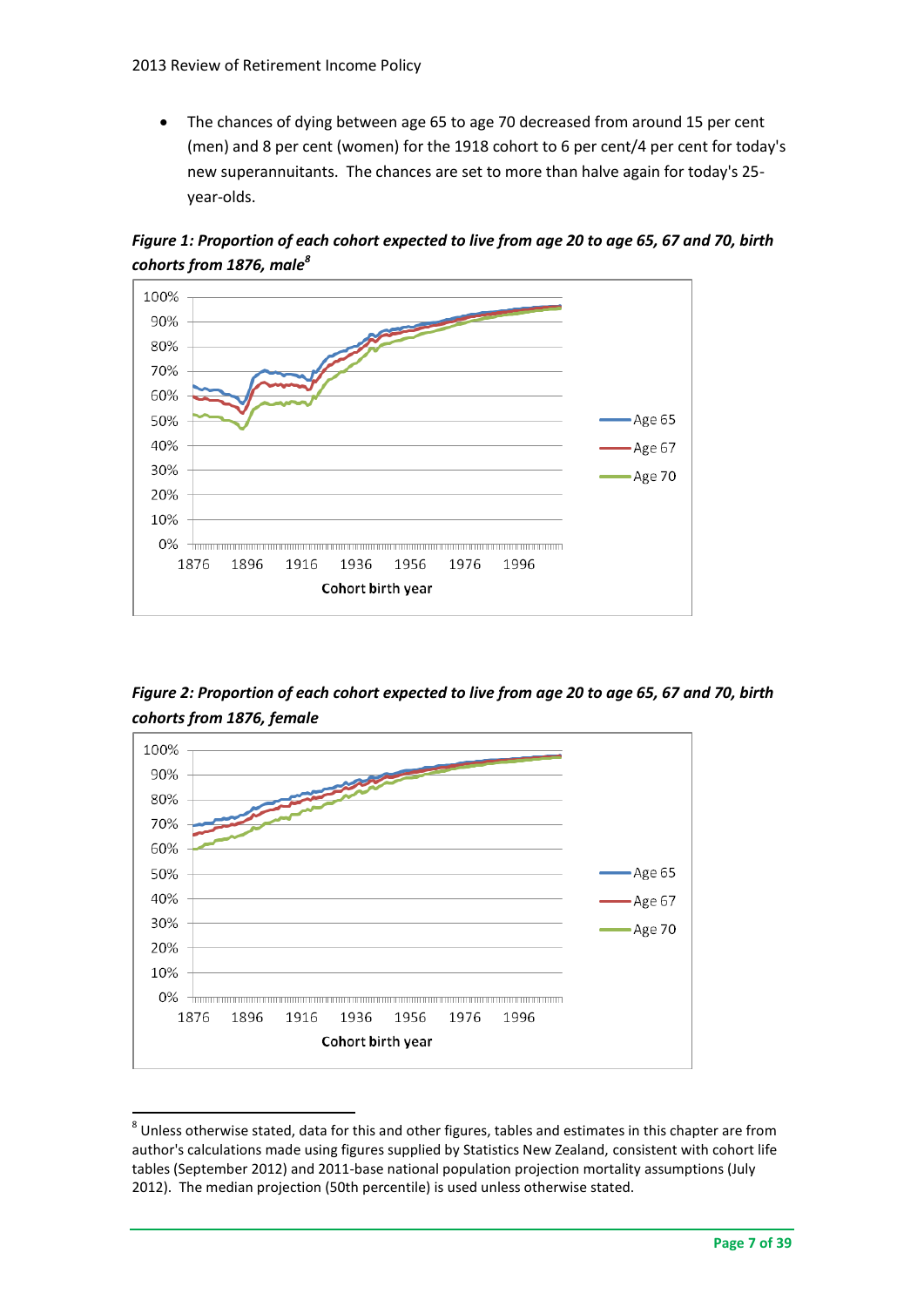- The chances of dying between age 65 to age 70 decreased from around 15 per cent (men) and 8 per cent (women) for the 1918 cohort to 6 per cent/4 per cent for today's new superannuitants. The chances are set to more than halve again for today's 25-year-olds.

***Figure 1: Proportion of each cohort expected to live from age 20 to age 65, 67 and 70, birth cohorts from 1876, male***[8]

***Figure 2: Proportion of each cohort expected to live from age 20 to age 65, 67 and 70, birth cohorts from 1876, female***

[8] Unless otherwise stated, data for this and other figures, tables and estimates in this chapter are from author's calculations made using figures supplied by Statistics New Zealand, consistent with cohort life tables (September 2012) and 2011-base national population projection mortality assumptions (July 2012). The median projection (50th percentile) is used unless otherwise stated.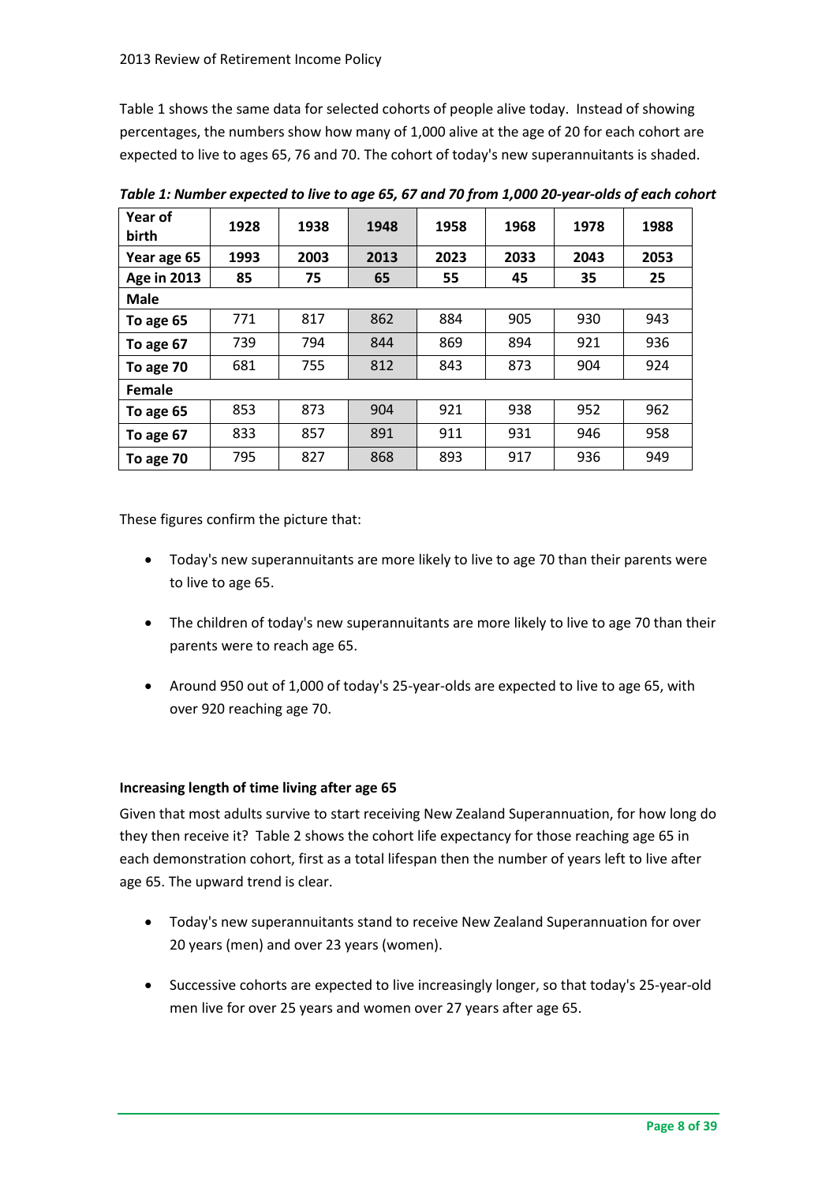Table 1 shows the same data for selected cohorts of people alive today. Instead of showing percentages, the numbers show how many of 1,000 alive at the age of 20 for each cohort are expected to live to ages 65, 76 and 70. The cohort of today's new superannuitants is shaded.

***Table 1: Number expected to live to age 65, 67 and 70 from 1,000 20-year-olds of each cohort***

| Year of birth | 1928 | 1938 | 1948 | 1958 | 1968 | 1978 | 1988 |
|---|---|---|---|---|---|---|---|
| **Year age 65** | **1993** | **2003** | **2013** | **2023** | **2033** | **2043** | **2053** |
| **Age in 2013** | **85** | **75** | **65** | **55** | **45** | **35** | **25** |
| **Male** | | | | | | | |
| **To age 65** | 771 | 817 | 862 | 884 | 905 | 930 | 943 |
| **To age 67** | 739 | 794 | 844 | 869 | 894 | 921 | 936 |
| **To age 70** | 681 | 755 | 812 | 843 | 873 | 904 | 924 |
| **Female** | | | | | | | |
| **To age 65** | 853 | 873 | 904 | 921 | 938 | 952 | 962 |
| **To age 67** | 833 | 857 | 891 | 911 | 931 | 946 | 958 |
| **To age 70** | 795 | 827 | 868 | 893 | 917 | 936 | 949 |

These figures confirm the picture that:

- Today's new superannuitants are more likely to live to age 70 than their parents were to live to age 65.
- The children of today's new superannuitants are more likely to live to age 70 than their parents were to reach age 65.
- Around 950 out of 1,000 of today's 25-year-olds are expected to live to age 65, with over 920 reaching age 70.

### Increasing length of time living after age 65

Given that most adults survive to start receiving New Zealand Superannuation, for how long do they then receive it? Table 2 shows the cohort life expectancy for those reaching age 65 in each demonstration cohort, first as a total lifespan then the number of years left to live after age 65. The upward trend is clear.

- Today's new superannuitants stand to receive New Zealand Superannuation for over 20 years (men) and over 23 years (women).
- Successive cohorts are expected to live increasingly longer, so that today's 25-year-old men live for over 25 years and women over 27 years after age 65.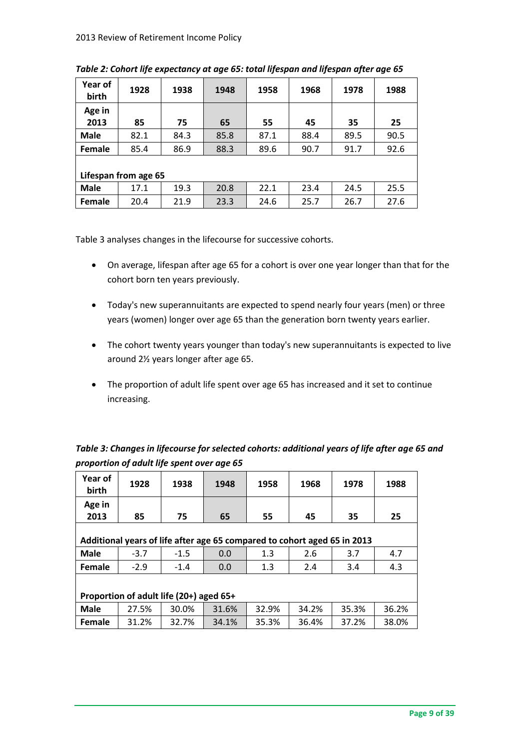*Table 2: Cohort life expectancy at age 65: total lifespan and lifespan after age 65*

| Year of birth | 1928 | 1938 | 1948 | 1958 | 1968 | 1978 | 1988 |
|---|---|---|---|---|---|---|---|
| **Age in 2013** | **85** | **75** | **65** | **55** | **45** | **35** | **25** |
| **Male** | 82.1 | 84.3 | 85.8 | 87.1 | 88.4 | 89.5 | 90.5 |
| **Female** | 85.4 | 86.9 | 88.3 | 89.6 | 90.7 | 91.7 | 92.6 |
| **Lifespan from age 65** | | | | | | | |
| **Male** | 17.1 | 19.3 | 20.8 | 22.1 | 23.4 | 24.5 | 25.5 |
| **Female** | 20.4 | 21.9 | 23.3 | 24.6 | 25.7 | 26.7 | 27.6 |

Table 3 analyses changes in the lifecourse for successive cohorts.

- On average, lifespan after age 65 for a cohort is over one year longer than that for the cohort born ten years previously.
- Today's new superannuitants are expected to spend nearly four years (men) or three years (women) longer over age 65 than the generation born twenty years earlier.
- The cohort twenty years younger than today's new superannuitants is expected to live around 2½ years longer after age 65.
- The proportion of adult life spent over age 65 has increased and it set to continue increasing.

***Table 3: Changes in lifecourse for selected cohorts: additional years of life after age 65 and proportion of adult life spent over age 65***

| Year of birth | 1928 | 1938 | 1948 | 1958 | 1968 | 1978 | 1988 |
|---|---|---|---|---|---|---|---|
| **Age in 2013** | **85** | **75** | **65** | **55** | **45** | **35** | **25** |
| **Additional years of life after age 65 compared to cohort aged 65 in 2013** | | | | | | | |
| **Male** | -3.7 | -1.5 | 0.0 | 1.3 | 2.6 | 3.7 | 4.7 |
| **Female** | -2.9 | -1.4 | 0.0 | 1.3 | 2.4 | 3.4 | 4.3 |
| **Proportion of adult life (20+) aged 65+** | | | | | | | |
| **Male** | 27.5% | 30.0% | 31.6% | 32.9% | 34.2% | 35.3% | 36.2% |
| **Female** | 31.2% | 32.7% | 34.1% | 35.3% | 36.4% | 37.2% | 38.0% |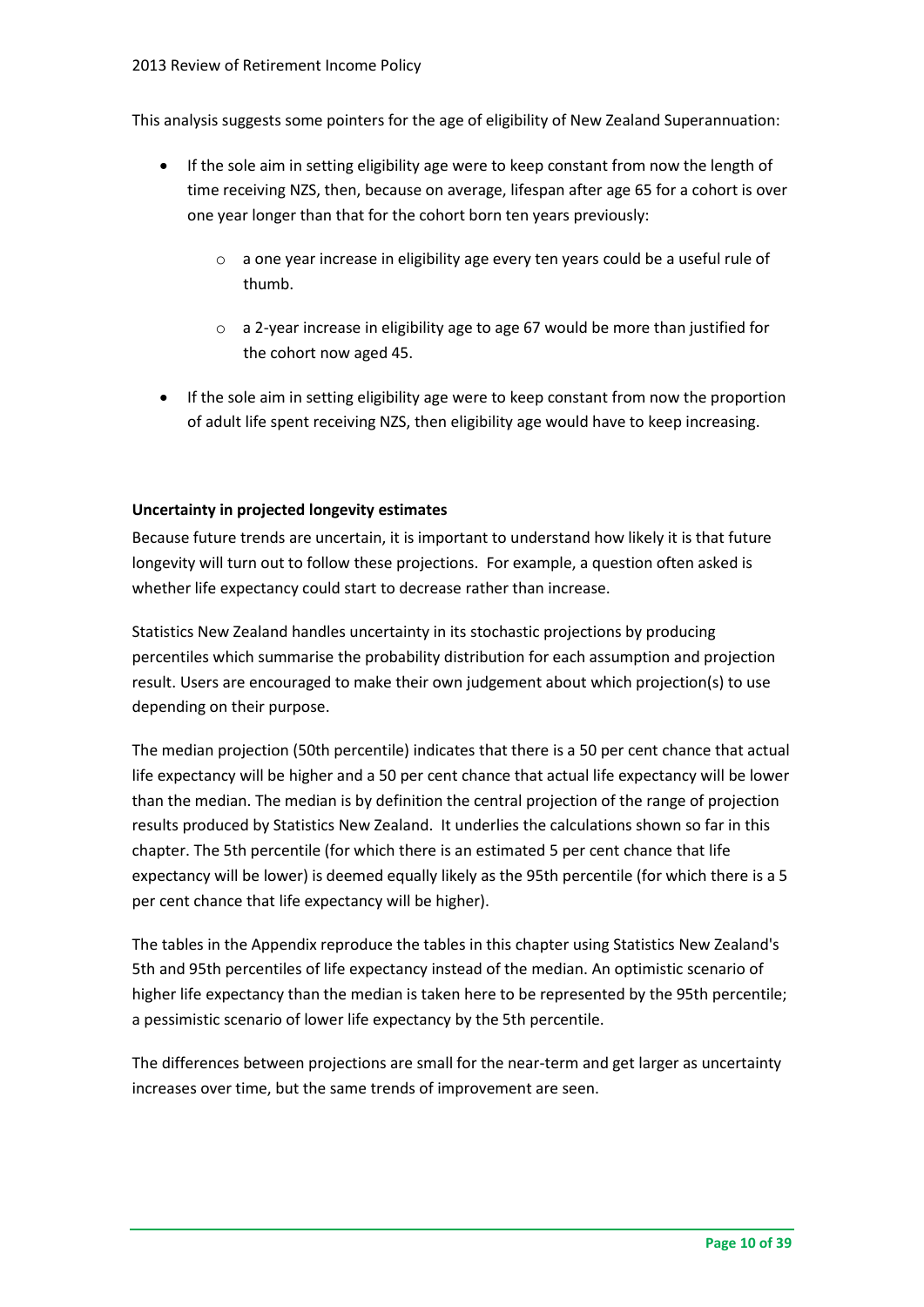This analysis suggests some pointers for the age of eligibility of New Zealand Superannuation:

- If the sole aim in setting eligibility age were to keep constant from now the length of time receiving NZS, then, because on average, lifespan after age 65 for a cohort is over one year longer than that for the cohort born ten years previously:
    - a one year increase in eligibility age every ten years could be a useful rule of thumb.
    - a 2-year increase in eligibility age to age 67 would be more than justified for the cohort now aged 45.
- If the sole aim in setting eligibility age were to keep constant from now the proportion of adult life spent receiving NZS, then eligibility age would have to keep increasing.

**Uncertainty in projected longevity estimates**

Because future trends are uncertain, it is important to understand how likely it is that future longevity will turn out to follow these projections. For example, a question often asked is whether life expectancy could start to decrease rather than increase.

Statistics New Zealand handles uncertainty in its stochastic projections by producing percentiles which summarise the probability distribution for each assumption and projection result. Users are encouraged to make their own judgement about which projection(s) to use depending on their purpose.

The median projection (50th percentile) indicates that there is a 50 per cent chance that actual life expectancy will be higher and a 50 per cent chance that actual life expectancy will be lower than the median. The median is by definition the central projection of the range of projection results produced by Statistics New Zealand. It underlies the calculations shown so far in this chapter. The 5th percentile (for which there is an estimated 5 per cent chance that life expectancy will be lower) is deemed equally likely as the 95th percentile (for which there is a 5 per cent chance that life expectancy will be higher).

The tables in the Appendix reproduce the tables in this chapter using Statistics New Zealand's 5th and 95th percentiles of life expectancy instead of the median. An optimistic scenario of higher life expectancy than the median is taken here to be represented by the 95th percentile; a pessimistic scenario of lower life expectancy by the 5th percentile.

The differences between projections are small for the near-term and get larger as uncertainty increases over time, but the same trends of improvement are seen.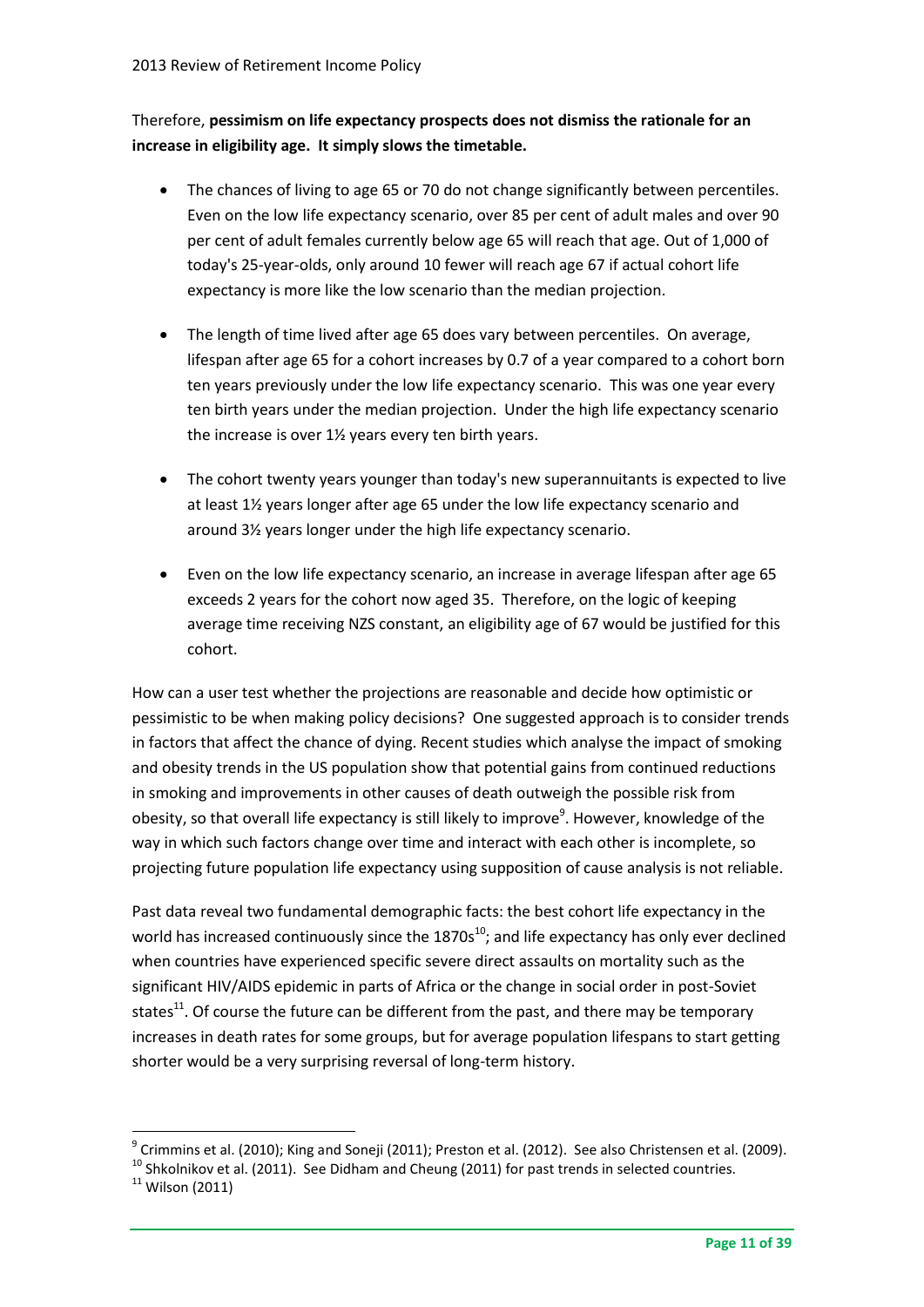Therefore, **pessimism on life expectancy prospects does not dismiss the rationale for an increase in eligibility age. It simply slows the timetable.**

- The chances of living to age 65 or 70 do not change significantly between percentiles. Even on the low life expectancy scenario, over 85 per cent of adult males and over 90 per cent of adult females currently below age 65 will reach that age. Out of 1,000 of today's 25-year-olds, only around 10 fewer will reach age 67 if actual cohort life expectancy is more like the low scenario than the median projection.

- The length of time lived after age 65 does vary between percentiles. On average, lifespan after age 65 for a cohort increases by 0.7 of a year compared to a cohort born ten years previously under the low life expectancy scenario. This was one year every ten birth years under the median projection. Under the high life expectancy scenario the increase is over 1½ years every ten birth years.

- The cohort twenty years younger than today's new superannuitants is expected to live at least 1½ years longer after age 65 under the low life expectancy scenario and around 3½ years longer under the high life expectancy scenario.

- Even on the low life expectancy scenario, an increase in average lifespan after age 65 exceeds 2 years for the cohort now aged 35. Therefore, on the logic of keeping average time receiving NZS constant, an eligibility age of 67 would be justified for this cohort.

How can a user test whether the projections are reasonable and decide how optimistic or pessimistic to be when making policy decisions? One suggested approach is to consider trends in factors that affect the chance of dying. Recent studies which analyse the impact of smoking and obesity trends in the US population show that potential gains from continued reductions in smoking and improvements in other causes of death outweigh the possible risk from obesity, so that overall life expectancy is still likely to improve[9]. However, knowledge of the way in which such factors change over time and interact with each other is incomplete, so projecting future population life expectancy using supposition of cause analysis is not reliable.

Past data reveal two fundamental demographic facts: the best cohort life expectancy in the world has increased continuously since the 1870s[10]; and life expectancy has only ever declined when countries have experienced specific severe direct assaults on mortality such as the significant HIV/AIDS epidemic in parts of Africa or the change in social order in post-Soviet states[11]. Of course the future can be different from the past, and there may be temporary increases in death rates for some groups, but for average population lifespans to start getting shorter would be a very surprising reversal of long-term history.

[9] Crimmins et al. (2010); King and Soneji (2011); Preston et al. (2012). See also Christensen et al. (2009).

[10] Shkolnikov et al. (2011). See Didham and Cheung (2011) for past trends in selected countries.

[11] Wilson (2011)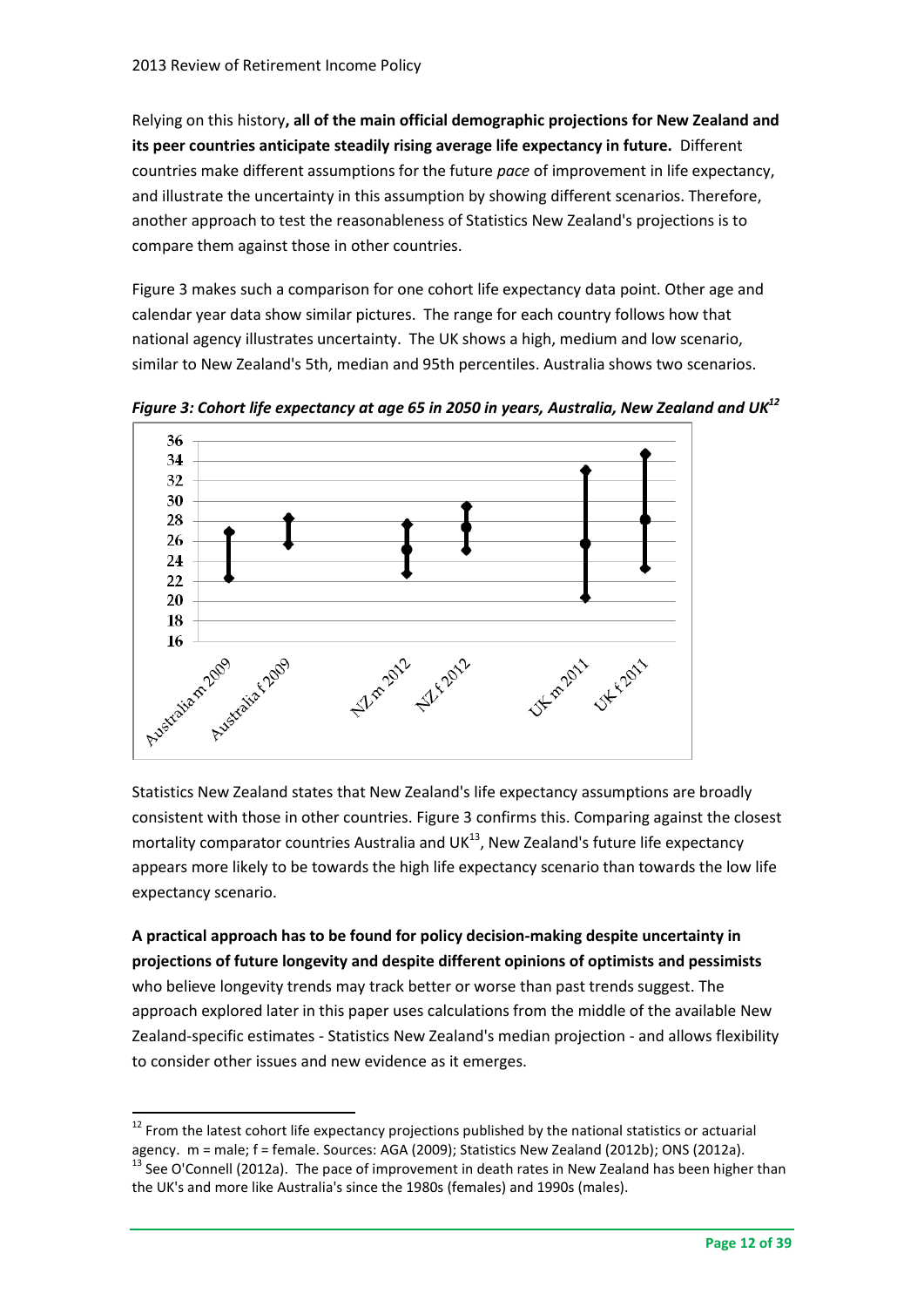Relying on this history**, all of the main official demographic projections for New Zealand and its peer countries anticipate steadily rising average life expectancy in future.** Different countries make different assumptions for the future *pace* of improvement in life expectancy, and illustrate the uncertainty in this assumption by showing different scenarios. Therefore, another approach to test the reasonableness of Statistics New Zealand's projections is to compare them against those in other countries.

Figure 3 makes such a comparison for one cohort life expectancy data point. Other age and calendar year data show similar pictures. The range for each country follows how that national agency illustrates uncertainty. The UK shows a high, medium and low scenario, similar to New Zealand's 5th, median and 95th percentiles. Australia shows two scenarios.

***Figure 3: Cohort life expectancy at age 65 in 2050 in years, Australia, New Zealand and UK[12]***

Statistics New Zealand states that New Zealand's life expectancy assumptions are broadly consistent with those in other countries. Figure 3 confirms this. Comparing against the closest mortality comparator countries Australia and UK[13], New Zealand's future life expectancy appears more likely to be towards the high life expectancy scenario than towards the low life expectancy scenario.

**A practical approach has to be found for policy decision-making despite uncertainty in projections of future longevity and despite different opinions of optimists and pessimists** who believe longevity trends may track better or worse than past trends suggest. The approach explored later in this paper uses calculations from the middle of the available New Zealand-specific estimates - Statistics New Zealand's median projection - and allows flexibility to consider other issues and new evidence as it emerges.

---

[12] From the latest cohort life expectancy projections published by the national statistics or actuarial agency. m = male; f = female. Sources: AGA (2009); Statistics New Zealand (2012b); ONS (2012a).

[13] See O'Connell (2012a). The pace of improvement in death rates in New Zealand has been higher than the UK's and more like Australia's since the 1980s (females) and 1990s (males).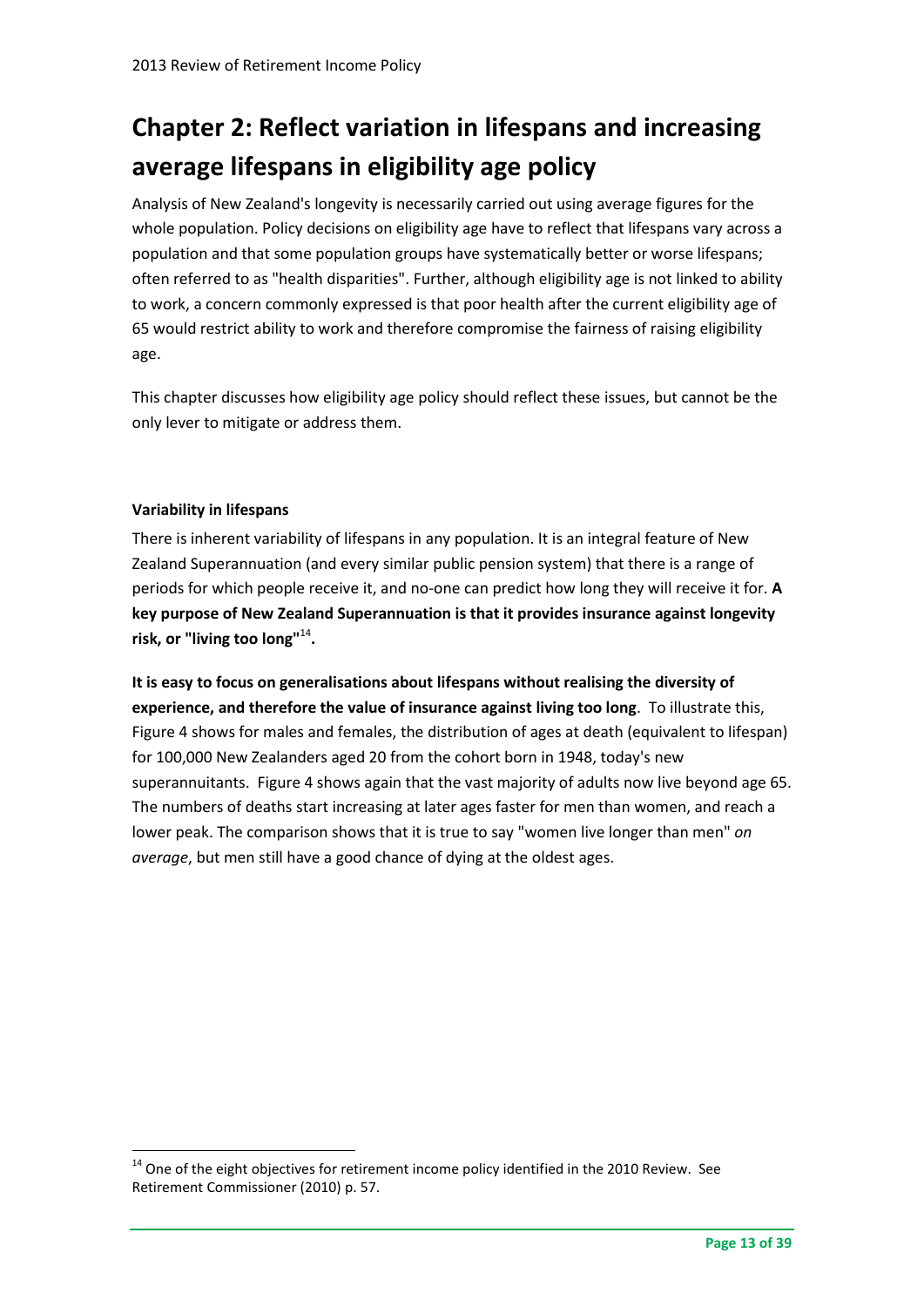# Chapter 2: Reflect variation in lifespans and increasing average lifespans in eligibility age policy

Analysis of New Zealand's longevity is necessarily carried out using average figures for the whole population. Policy decisions on eligibility age have to reflect that lifespans vary across a population and that some population groups have systematically better or worse lifespans; often referred to as "health disparities". Further, although eligibility age is not linked to ability to work, a concern commonly expressed is that poor health after the current eligibility age of 65 would restrict ability to work and therefore compromise the fairness of raising eligibility age.

This chapter discusses how eligibility age policy should reflect these issues, but cannot be the only lever to mitigate or address them.

**Variability in lifespans**

There is inherent variability of lifespans in any population. It is an integral feature of New Zealand Superannuation (and every similar public pension system) that there is a range of periods for which people receive it, and no-one can predict how long they will receive it for. **A key purpose of New Zealand Superannuation is that it provides insurance against longevity risk, or "living too long"[14].**

**It is easy to focus on generalisations about lifespans without realising the diversity of experience, and therefore the value of insurance against living too long**. To illustrate this, Figure 4 shows for males and females, the distribution of ages at death (equivalent to lifespan) for 100,000 New Zealanders aged 20 from the cohort born in 1948, today's new superannuitants. Figure 4 shows again that the vast majority of adults now live beyond age 65. The numbers of deaths start increasing at later ages faster for men than women, and reach a lower peak. The comparison shows that it is true to say "women live longer than men" *on average*, but men still have a good chance of dying at the oldest ages.

[14] One of the eight objectives for retirement income policy identified in the 2010 Review. See Retirement Commissioner (2010) p. 57.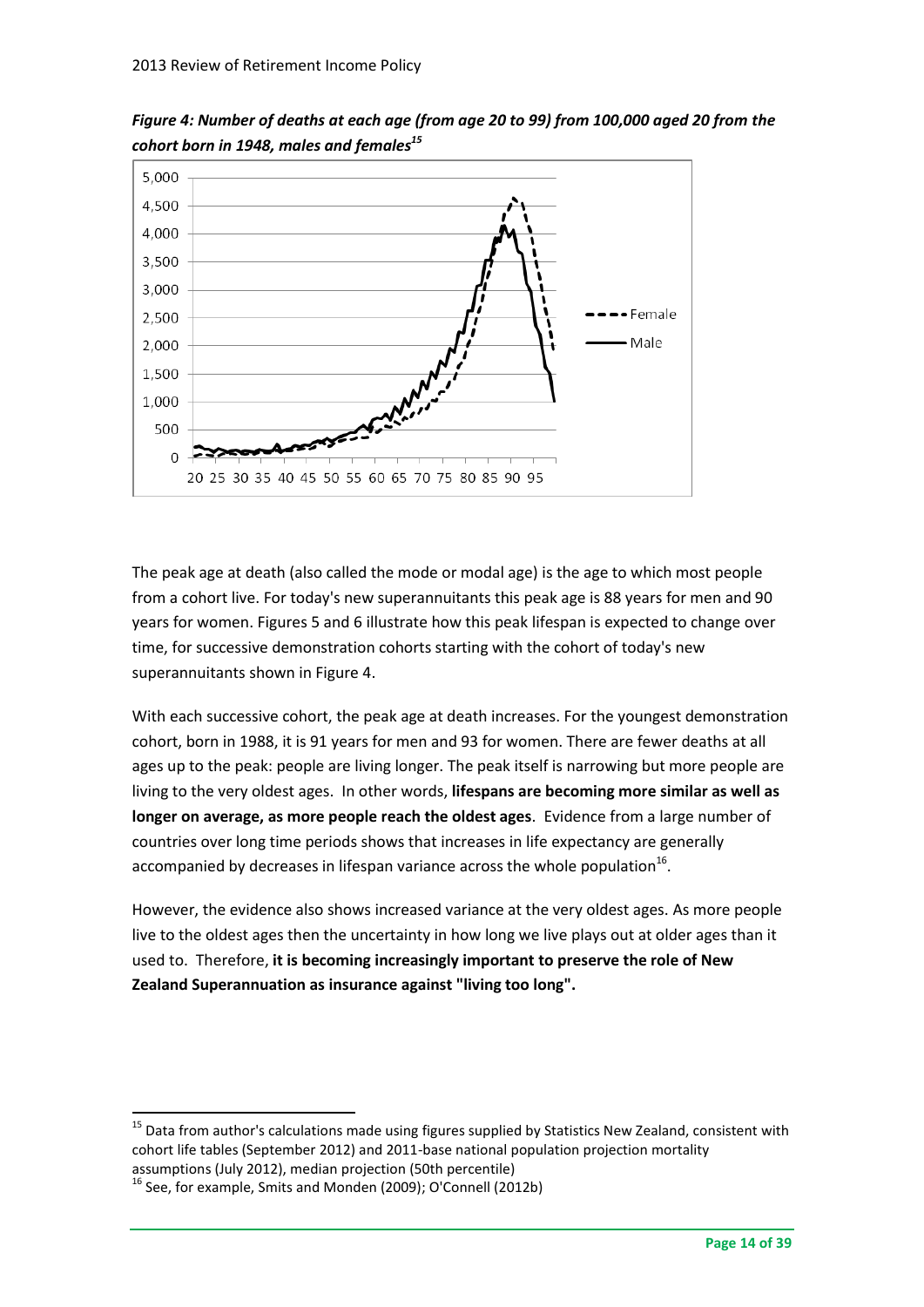*Figure 4: Number of deaths at each age (from age 20 to 99) from 100,000 aged 20 from the cohort born in 1948, males and females*[15]

The peak age at death (also called the mode or modal age) is the age to which most people from a cohort live. For today's new superannuitants this peak age is 88 years for men and 90 years for women. Figures 5 and 6 illustrate how this peak lifespan is expected to change over time, for successive demonstration cohorts starting with the cohort of today's new superannuitants shown in Figure 4.

With each successive cohort, the peak age at death increases. For the youngest demonstration cohort, born in 1988, it is 91 years for men and 93 for women. There are fewer deaths at all ages up to the peak: people are living longer. The peak itself is narrowing but more people are living to the very oldest ages. In other words, **lifespans are becoming more similar as well as longer on average, as more people reach the oldest ages**. Evidence from a large number of countries over long time periods shows that increases in life expectancy are generally accompanied by decreases in lifespan variance across the whole population[16].

However, the evidence also shows increased variance at the very oldest ages. As more people live to the oldest ages then the uncertainty in how long we live plays out at older ages than it used to. Therefore, **it is becoming increasingly important to preserve the role of New Zealand Superannuation as insurance against "living too long".**

---

[15] Data from author's calculations made using figures supplied by Statistics New Zealand, consistent with cohort life tables (September 2012) and 2011-base national population projection mortality assumptions (July 2012), median projection (50th percentile)

[16] See, for example, Smits and Monden (2009); O'Connell (2012b)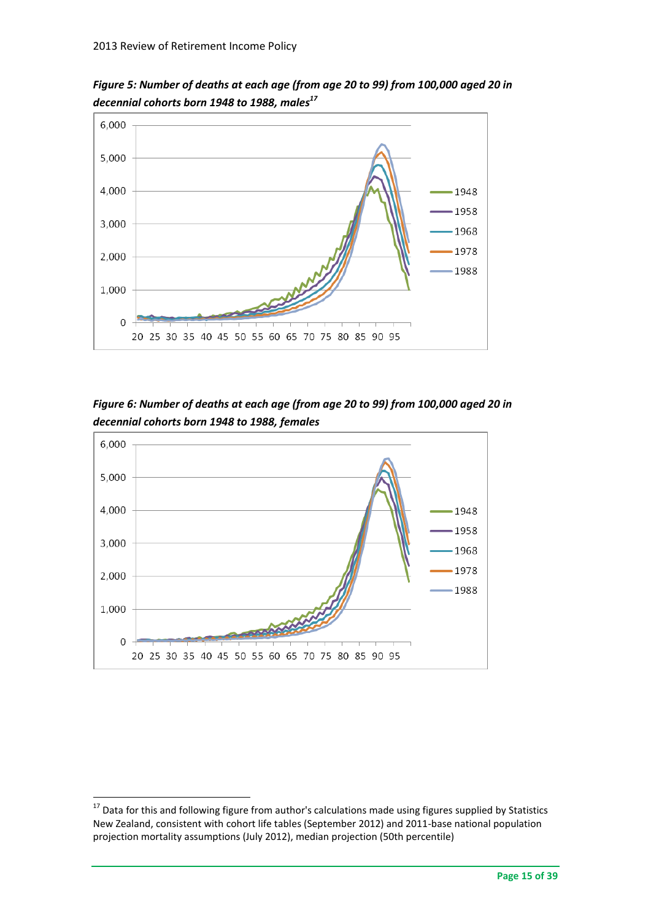***Figure 5: Number of deaths at each age (from age 20 to 99) from 100,000 aged 20 in decennial cohorts born 1948 to 1988, males[17]***

***Figure 6: Number of deaths at each age (from age 20 to 99) from 100,000 aged 20 in decennial cohorts born 1948 to 1988, females***

---

[17] Data for this and following figure from author's calculations made using figures supplied by Statistics New Zealand, consistent with cohort life tables (September 2012) and 2011-base national population projection mortality assumptions (July 2012), median projection (50th percentile)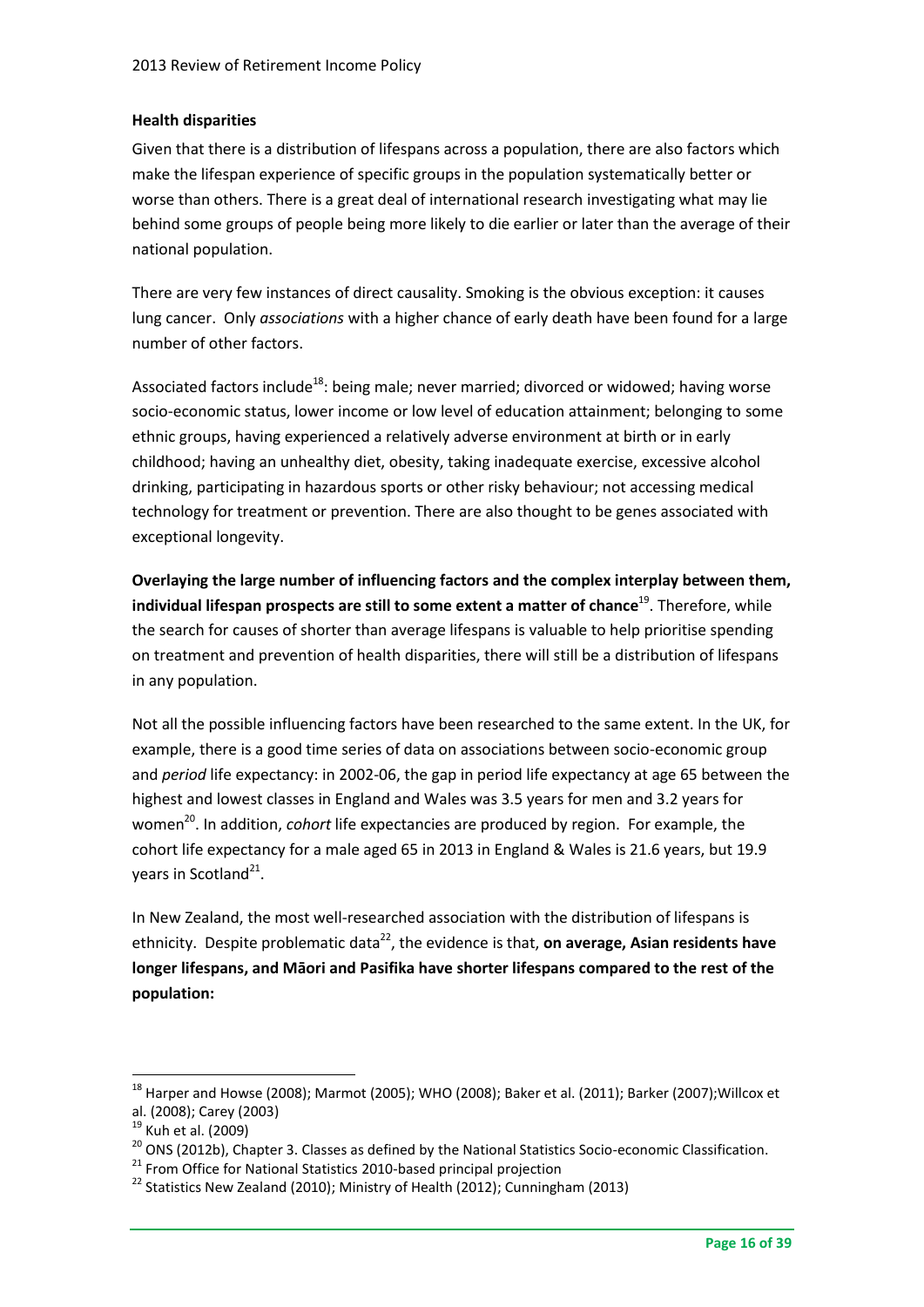### Health disparities

Given that there is a distribution of lifespans across a population, there are also factors which make the lifespan experience of specific groups in the population systematically better or worse than others. There is a great deal of international research investigating what may lie behind some groups of people being more likely to die earlier or later than the average of their national population.

There are very few instances of direct causality. Smoking is the obvious exception: it causes lung cancer. Only *associations* with a higher chance of early death have been found for a large number of other factors.

Associated factors include[18]: being male; never married; divorced or widowed; having worse socio-economic status, lower income or low level of education attainment; belonging to some ethnic groups, having experienced a relatively adverse environment at birth or in early childhood; having an unhealthy diet, obesity, taking inadequate exercise, excessive alcohol drinking, participating in hazardous sports or other risky behaviour; not accessing medical technology for treatment or prevention. There are also thought to be genes associated with exceptional longevity.

**Overlaying the large number of influencing factors and the complex interplay between them, individual lifespan prospects are still to some extent a matter of chance**[19]. Therefore, while the search for causes of shorter than average lifespans is valuable to help prioritise spending on treatment and prevention of health disparities, there will still be a distribution of lifespans in any population.

Not all the possible influencing factors have been researched to the same extent. In the UK, for example, there is a good time series of data on associations between socio-economic group and *period* life expectancy: in 2002-06, the gap in period life expectancy at age 65 between the highest and lowest classes in England and Wales was 3.5 years for men and 3.2 years for women[20]. In addition, *cohort* life expectancies are produced by region. For example, the cohort life expectancy for a male aged 65 in 2013 in England & Wales is 21.6 years, but 19.9 years in Scotland[21].

In New Zealand, the most well-researched association with the distribution of lifespans is ethnicity. Despite problematic data[22], the evidence is that, **on average, Asian residents have longer lifespans, and Māori and Pasifika have shorter lifespans compared to the rest of the population:**

---

[18] Harper and Howse (2008); Marmot (2005); WHO (2008); Baker et al. (2011); Barker (2007);Willcox et al. (2008); Carey (2003)

[19] Kuh et al. (2009)

[20] ONS (2012b), Chapter 3. Classes as defined by the National Statistics Socio-economic Classification.

[21] From Office for National Statistics 2010-based principal projection

[22] Statistics New Zealand (2010); Ministry of Health (2012); Cunningham (2013)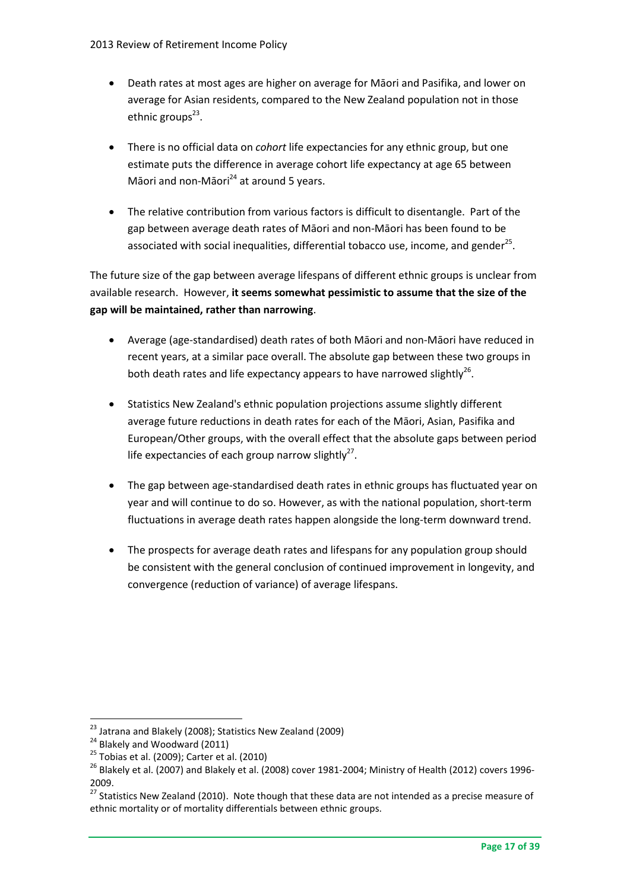- Death rates at most ages are higher on average for Māori and Pasifika, and lower on average for Asian residents, compared to the New Zealand population not in those ethnic groups[23].

- There is no official data on *cohort* life expectancies for any ethnic group, but one estimate puts the difference in average cohort life expectancy at age 65 between Māori and non-Māori[24] at around 5 years.

- The relative contribution from various factors is difficult to disentangle. Part of the gap between average death rates of Māori and non-Māori has been found to be associated with social inequalities, differential tobacco use, income, and gender[25].

The future size of the gap between average lifespans of different ethnic groups is unclear from available research. However, **it seems somewhat pessimistic to assume that the size of the gap will be maintained, rather than narrowing**.

- Average (age-standardised) death rates of both Māori and non-Māori have reduced in recent years, at a similar pace overall. The absolute gap between these two groups in both death rates and life expectancy appears to have narrowed slightly[26].

- Statistics New Zealand's ethnic population projections assume slightly different average future reductions in death rates for each of the Māori, Asian, Pasifika and European/Other groups, with the overall effect that the absolute gaps between period life expectancies of each group narrow slightly[27].

- The gap between age-standardised death rates in ethnic groups has fluctuated year on year and will continue to do so. However, as with the national population, short-term fluctuations in average death rates happen alongside the long-term downward trend.

- The prospects for average death rates and lifespans for any population group should be consistent with the general conclusion of continued improvement in longevity, and convergence (reduction of variance) of average lifespans.

---

[23] Jatrana and Blakely (2008); Statistics New Zealand (2009)

[24] Blakely and Woodward (2011)

[25] Tobias et al. (2009); Carter et al. (2010)

[26] Blakely et al. (2007) and Blakely et al. (2008) cover 1981-2004; Ministry of Health (2012) covers 1996-2009.

[27] Statistics New Zealand (2010). Note though that these data are not intended as a precise measure of ethnic mortality or of mortality differentials between ethnic groups.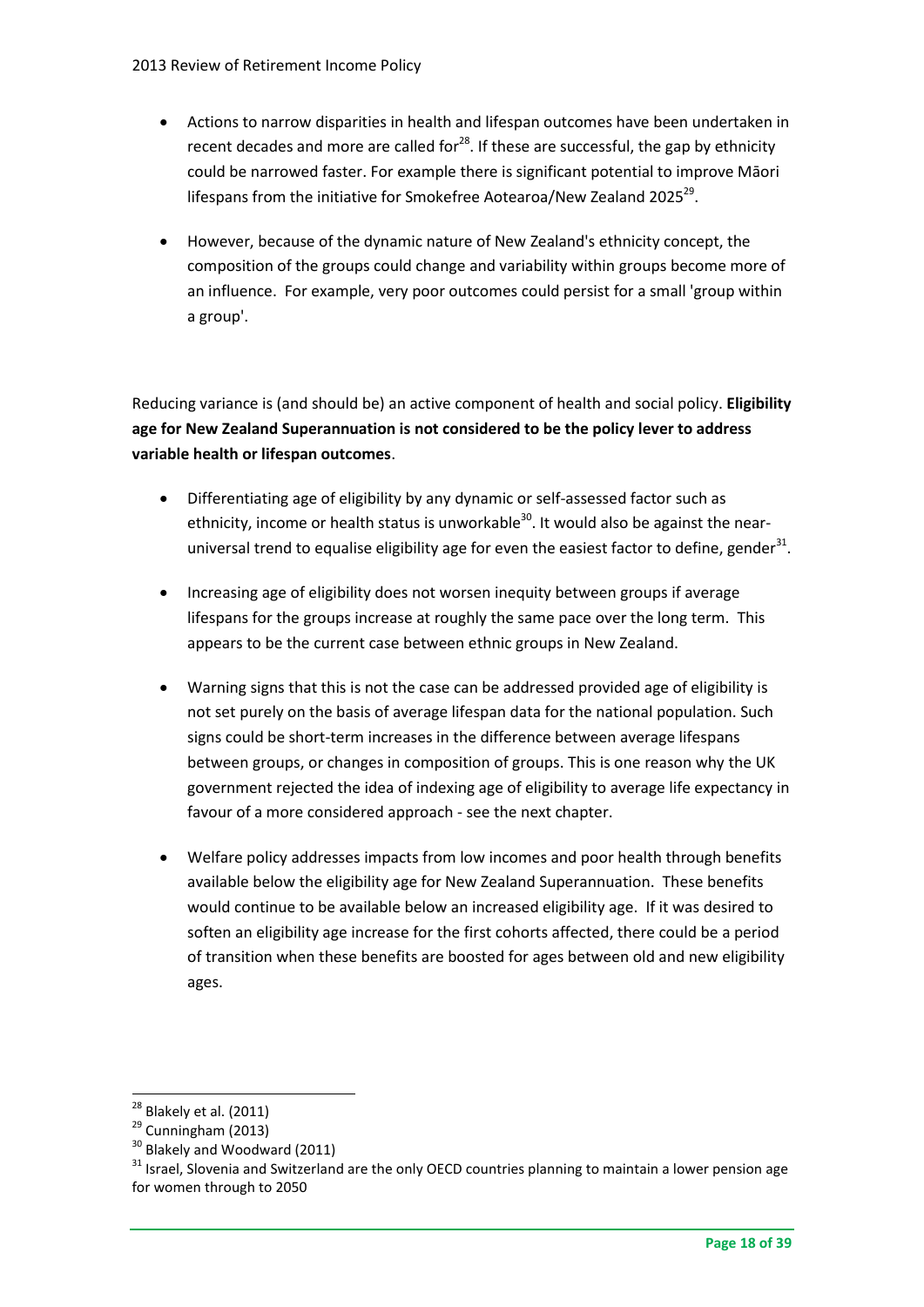- Actions to narrow disparities in health and lifespan outcomes have been undertaken in recent decades and more are called for[28]. If these are successful, the gap by ethnicity could be narrowed faster. For example there is significant potential to improve Māori lifespans from the initiative for Smokefree Aotearoa/New Zealand 2025[29].

- However, because of the dynamic nature of New Zealand's ethnicity concept, the composition of the groups could change and variability within groups become more of an influence. For example, very poor outcomes could persist for a small 'group within a group'.

Reducing variance is (and should be) an active component of health and social policy. **Eligibility age for New Zealand Superannuation is not considered to be the policy lever to address variable health or lifespan outcomes**.

- Differentiating age of eligibility by any dynamic or self-assessed factor such as ethnicity, income or health status is unworkable[30]. It would also be against the near-universal trend to equalise eligibility age for even the easiest factor to define, gender[31].

- Increasing age of eligibility does not worsen inequity between groups if average lifespans for the groups increase at roughly the same pace over the long term. This appears to be the current case between ethnic groups in New Zealand.

- Warning signs that this is not the case can be addressed provided age of eligibility is not set purely on the basis of average lifespan data for the national population. Such signs could be short-term increases in the difference between average lifespans between groups, or changes in composition of groups. This is one reason why the UK government rejected the idea of indexing age of eligibility to average life expectancy in favour of a more considered approach - see the next chapter.

- Welfare policy addresses impacts from low incomes and poor health through benefits available below the eligibility age for New Zealand Superannuation. These benefits would continue to be available below an increased eligibility age. If it was desired to soften an eligibility age increase for the first cohorts affected, there could be a period of transition when these benefits are boosted for ages between old and new eligibility ages.

---

[28] Blakely et al. (2011)

[29] Cunningham (2013)

[30] Blakely and Woodward (2011)

[31] Israel, Slovenia and Switzerland are the only OECD countries planning to maintain a lower pension age for women through to 2050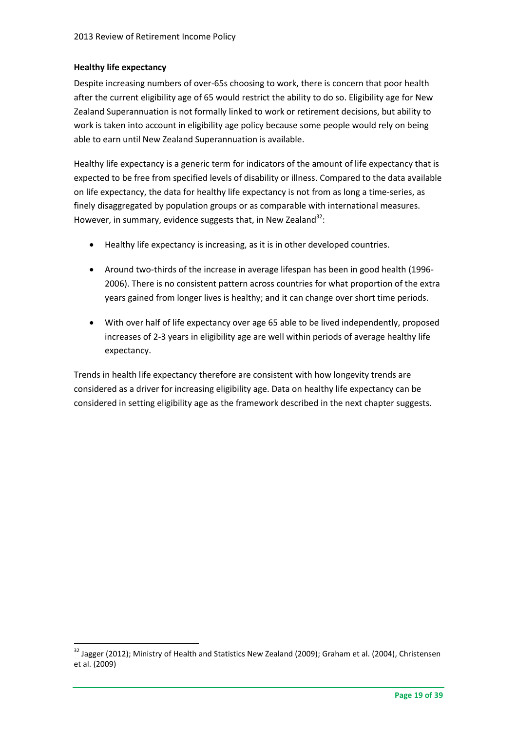### Healthy life expectancy

Despite increasing numbers of over-65s choosing to work, there is concern that poor health after the current eligibility age of 65 would restrict the ability to do so. Eligibility age for New Zealand Superannuation is not formally linked to work or retirement decisions, but ability to work is taken into account in eligibility age policy because some people would rely on being able to earn until New Zealand Superannuation is available.

Healthy life expectancy is a generic term for indicators of the amount of life expectancy that is expected to be free from specified levels of disability or illness. Compared to the data available on life expectancy, the data for healthy life expectancy is not from as long a time-series, as finely disaggregated by population groups or as comparable with international measures. However, in summary, evidence suggests that, in New Zealand[32]:

- Healthy life expectancy is increasing, as it is in other developed countries.
- Around two-thirds of the increase in average lifespan has been in good health (1996-2006). There is no consistent pattern across countries for what proportion of the extra years gained from longer lives is healthy; and it can change over short time periods.
- With over half of life expectancy over age 65 able to be lived independently, proposed increases of 2-3 years in eligibility age are well within periods of average healthy life expectancy.

Trends in health life expectancy therefore are consistent with how longevity trends are considered as a driver for increasing eligibility age. Data on healthy life expectancy can be considered in setting eligibility age as the framework described in the next chapter suggests.

[32] Jagger (2012); Ministry of Health and Statistics New Zealand (2009); Graham et al. (2004), Christensen et al. (2009)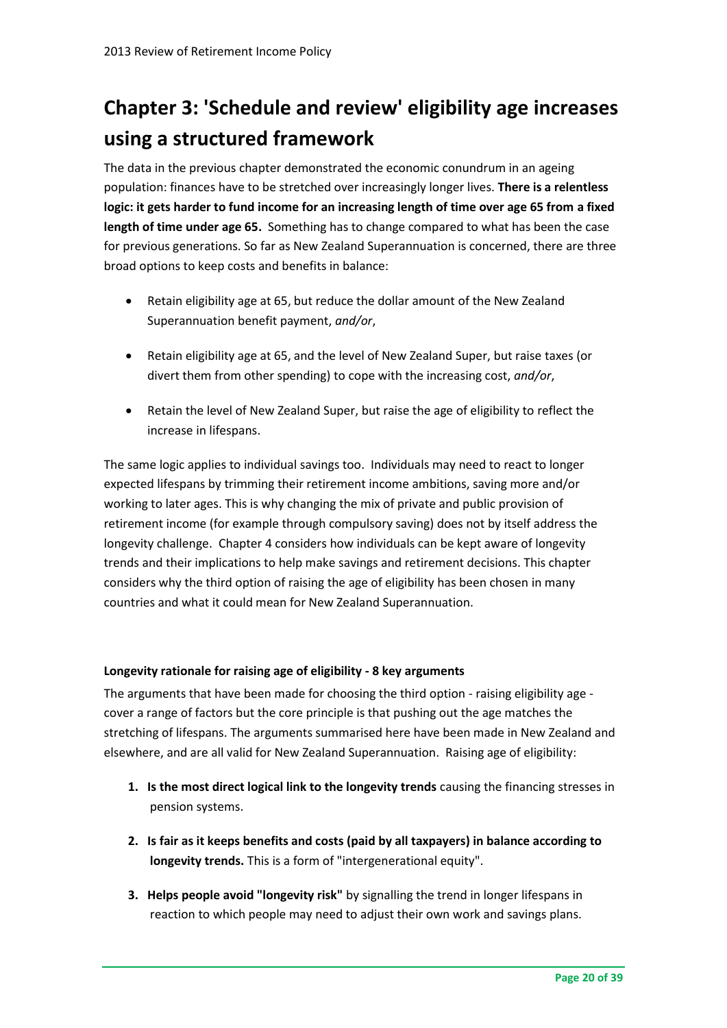# Chapter 3: 'Schedule and review' eligibility age increases using a structured framework

The data in the previous chapter demonstrated the economic conundrum in an ageing population: finances have to be stretched over increasingly longer lives. **There is a relentless logic: it gets harder to fund income for an increasing length of time over age 65 from a fixed length of time under age 65.** Something has to change compared to what has been the case for previous generations. So far as New Zealand Superannuation is concerned, there are three broad options to keep costs and benefits in balance:

- Retain eligibility age at 65, but reduce the dollar amount of the New Zealand Superannuation benefit payment, *and/or*,
- Retain eligibility age at 65, and the level of New Zealand Super, but raise taxes (or divert them from other spending) to cope with the increasing cost, *and/or*,
- Retain the level of New Zealand Super, but raise the age of eligibility to reflect the increase in lifespans.

The same logic applies to individual savings too. Individuals may need to react to longer expected lifespans by trimming their retirement income ambitions, saving more and/or working to later ages. This is why changing the mix of private and public provision of retirement income (for example through compulsory saving) does not by itself address the longevity challenge. Chapter 4 considers how individuals can be kept aware of longevity trends and their implications to help make savings and retirement decisions. This chapter considers why the third option of raising the age of eligibility has been chosen in many countries and what it could mean for New Zealand Superannuation.

#### Longevity rationale for raising age of eligibility - 8 key arguments

The arguments that have been made for choosing the third option - raising eligibility age - cover a range of factors but the core principle is that pushing out the age matches the stretching of lifespans. The arguments summarised here have been made in New Zealand and elsewhere, and are all valid for New Zealand Superannuation. Raising age of eligibility:

1. **Is the most direct logical link to the longevity trends** causing the financing stresses in pension systems.
2. **Is fair as it keeps benefits and costs (paid by all taxpayers) in balance according to longevity trends.** This is a form of "intergenerational equity".
3. **Helps people avoid "longevity risk"** by signalling the trend in longer lifespans in reaction to which people may need to adjust their own work and savings plans.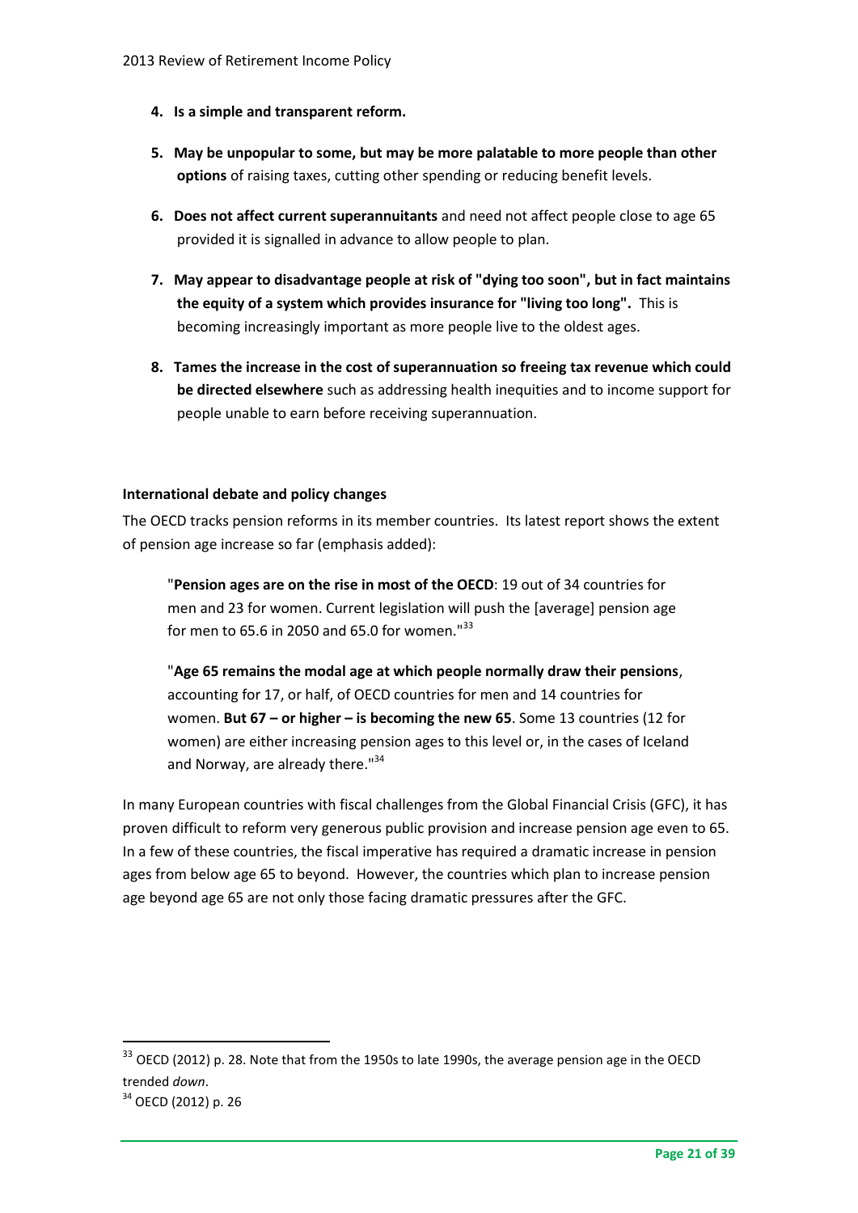4. **Is a simple and transparent reform.**

5. **May be unpopular to some, but may be more palatable to more people than other options** of raising taxes, cutting other spending or reducing benefit levels.

6. **Does not affect current superannuitants** and need not affect people close to age 65 provided it is signalled in advance to allow people to plan.

7. **May appear to disadvantage people at risk of "dying too soon", but in fact maintains the equity of a system which provides insurance for "living too long".** This is becoming increasingly important as more people live to the oldest ages.

8. **Tames the increase in the cost of superannuation so freeing tax revenue which could be directed elsewhere** such as addressing health inequities and to income support for people unable to earn before receiving superannuation.

**International debate and policy changes**

The OECD tracks pension reforms in its member countries. Its latest report shows the extent of pension age increase so far (emphasis added):

> "**Pension ages are on the rise in most of the OECD**: 19 out of 34 countries for men and 23 for women. Current legislation will push the [average] pension age for men to 65.6 in 2050 and 65.0 for women."[33]
>
> "**Age 65 remains the modal age at which people normally draw their pensions**, accounting for 17, or half, of OECD countries for men and 14 countries for women. **But 67 – or higher – is becoming the new 65**. Some 13 countries (12 for women) are either increasing pension ages to this level or, in the cases of Iceland and Norway, are already there."[34]

In many European countries with fiscal challenges from the Global Financial Crisis (GFC), it has proven difficult to reform very generous public provision and increase pension age even to 65. In a few of these countries, the fiscal imperative has required a dramatic increase in pension ages from below age 65 to beyond. However, the countries which plan to increase pension age beyond age 65 are not only those facing dramatic pressures after the GFC.

---

[33] OECD (2012) p. 28. Note that from the 1950s to late 1990s, the average pension age in the OECD trended *down*.

[34] OECD (2012) p. 26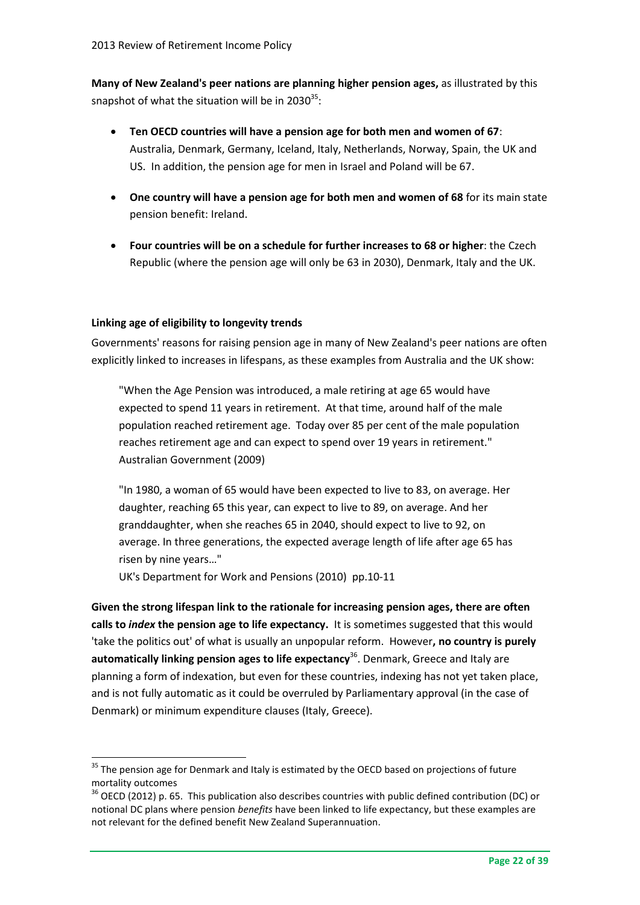**Many of New Zealand's peer nations are planning higher pension ages,** as illustrated by this snapshot of what the situation will be in 2030[35]:

- **Ten OECD countries will have a pension age for both men and women of 67**: Australia, Denmark, Germany, Iceland, Italy, Netherlands, Norway, Spain, the UK and US. In addition, the pension age for men in Israel and Poland will be 67.
- **One country will have a pension age for both men and women of 68** for its main state pension benefit: Ireland.
- **Four countries will be on a schedule for further increases to 68 or higher**: the Czech Republic (where the pension age will only be 63 in 2030), Denmark, Italy and the UK.

**Linking age of eligibility to longevity trends**

Governments' reasons for raising pension age in many of New Zealand's peer nations are often explicitly linked to increases in lifespans, as these examples from Australia and the UK show:

> "When the Age Pension was introduced, a male retiring at age 65 would have expected to spend 11 years in retirement. At that time, around half of the male population reached retirement age. Today over 85 per cent of the male population reaches retirement age and can expect to spend over 19 years in retirement."
> Australian Government (2009)

> "In 1980, a woman of 65 would have been expected to live to 83, on average. Her daughter, reaching 65 this year, can expect to live to 89, on average. And her granddaughter, when she reaches 65 in 2040, should expect to live to 92, on average. In three generations, the expected average length of life after age 65 has risen by nine years…"
> UK's Department for Work and Pensions (2010) pp.10-11

**Given the strong lifespan link to the rationale for increasing pension ages, there are often calls to *index* the pension age to life expectancy.** It is sometimes suggested that this would 'take the politics out' of what is usually an unpopular reform. However**, no country is purely automatically linking pension ages to life expectancy**[36]. Denmark, Greece and Italy are planning a form of indexation, but even for these countries, indexing has not yet taken place, and is not fully automatic as it could be overruled by Parliamentary approval (in the case of Denmark) or minimum expenditure clauses (Italy, Greece).

---

[35] The pension age for Denmark and Italy is estimated by the OECD based on projections of future mortality outcomes

[36] OECD (2012) p. 65. This publication also describes countries with public defined contribution (DC) or notional DC plans where pension *benefits* have been linked to life expectancy, but these examples are not relevant for the defined benefit New Zealand Superannuation.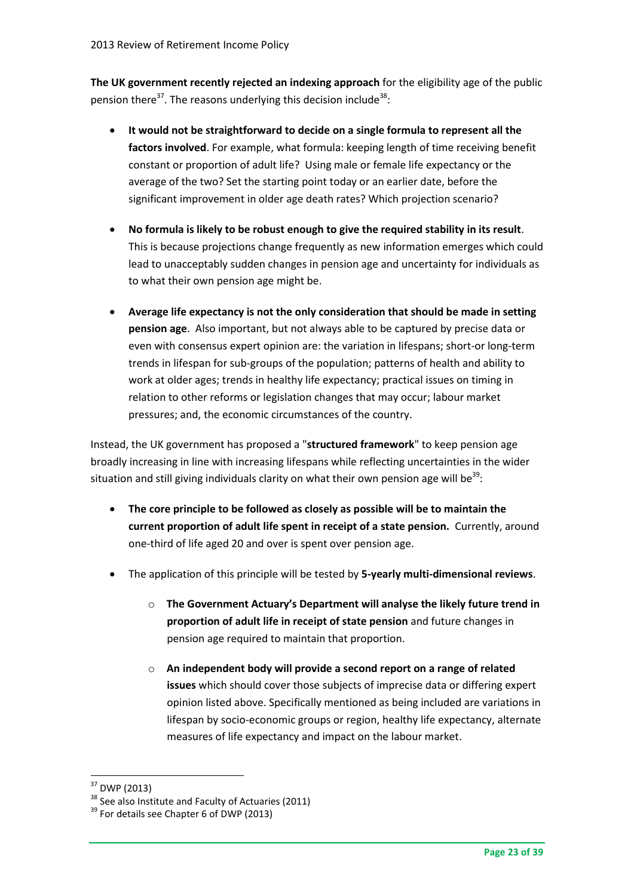**The UK government recently rejected an indexing approach** for the eligibility age of the public pension there[37]. The reasons underlying this decision include[38]:

- **It would not be straightforward to decide on a single formula to represent all the factors involved**. For example, what formula: keeping length of time receiving benefit constant or proportion of adult life? Using male or female life expectancy or the average of the two? Set the starting point today or an earlier date, before the significant improvement in older age death rates? Which projection scenario?

- **No formula is likely to be robust enough to give the required stability in its result**. This is because projections change frequently as new information emerges which could lead to unacceptably sudden changes in pension age and uncertainty for individuals as to what their own pension age might be.

- **Average life expectancy is not the only consideration that should be made in setting pension age**. Also important, but not always able to be captured by precise data or even with consensus expert opinion are: the variation in lifespans; short-or long-term trends in lifespan for sub-groups of the population; patterns of health and ability to work at older ages; trends in healthy life expectancy; practical issues on timing in relation to other reforms or legislation changes that may occur; labour market pressures; and, the economic circumstances of the country.

Instead, the UK government has proposed a "**structured framework**" to keep pension age broadly increasing in line with increasing lifespans while reflecting uncertainties in the wider situation and still giving individuals clarity on what their own pension age will be[39]:

- **The core principle to be followed as closely as possible will be to maintain the current proportion of adult life spent in receipt of a state pension.** Currently, around one-third of life aged 20 and over is spent over pension age.

- The application of this principle will be tested by **5-yearly multi-dimensional reviews**.

    - **The Government Actuary's Department will analyse the likely future trend in proportion of adult life in receipt of state pension** and future changes in pension age required to maintain that proportion.

    - **An independent body will provide a second report on a range of related issues** which should cover those subjects of imprecise data or differing expert opinion listed above. Specifically mentioned as being included are variations in lifespan by socio-economic groups or region, healthy life expectancy, alternate measures of life expectancy and impact on the labour market.

---

[37] DWP (2013)

[38] See also Institute and Faculty of Actuaries (2011)

[39] For details see Chapter 6 of DWP (2013)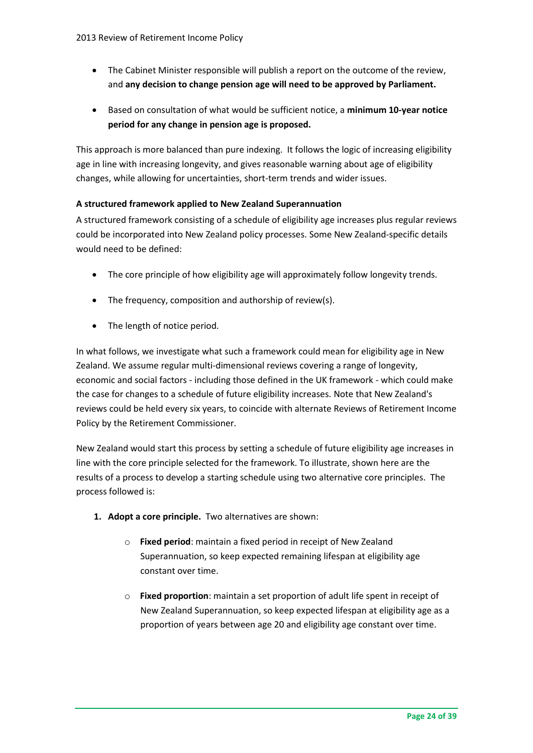- The Cabinet Minister responsible will publish a report on the outcome of the review, and **any decision to change pension age will need to be approved by Parliament.**

- Based on consultation of what would be sufficient notice, a **minimum 10-year notice period for any change in pension age is proposed.**

This approach is more balanced than pure indexing. It follows the logic of increasing eligibility age in line with increasing longevity, and gives reasonable warning about age of eligibility changes, while allowing for uncertainties, short-term trends and wider issues.

**A structured framework applied to New Zealand Superannuation**

A structured framework consisting of a schedule of eligibility age increases plus regular reviews could be incorporated into New Zealand policy processes. Some New Zealand-specific details would need to be defined:

- The core principle of how eligibility age will approximately follow longevity trends.

- The frequency, composition and authorship of review(s).

- The length of notice period.

In what follows, we investigate what such a framework could mean for eligibility age in New Zealand. We assume regular multi-dimensional reviews covering a range of longevity, economic and social factors - including those defined in the UK framework - which could make the case for changes to a schedule of future eligibility increases. Note that New Zealand's reviews could be held every six years, to coincide with alternate Reviews of Retirement Income Policy by the Retirement Commissioner.

New Zealand would start this process by setting a schedule of future eligibility age increases in line with the core principle selected for the framework. To illustrate, shown here are the results of a process to develop a starting schedule using two alternative core principles. The process followed is:

1. **Adopt a core principle.** Two alternatives are shown:

    - **Fixed period**: maintain a fixed period in receipt of New Zealand Superannuation, so keep expected remaining lifespan at eligibility age constant over time.

    - **Fixed proportion**: maintain a set proportion of adult life spent in receipt of New Zealand Superannuation, so keep expected lifespan at eligibility age as a proportion of years between age 20 and eligibility age constant over time.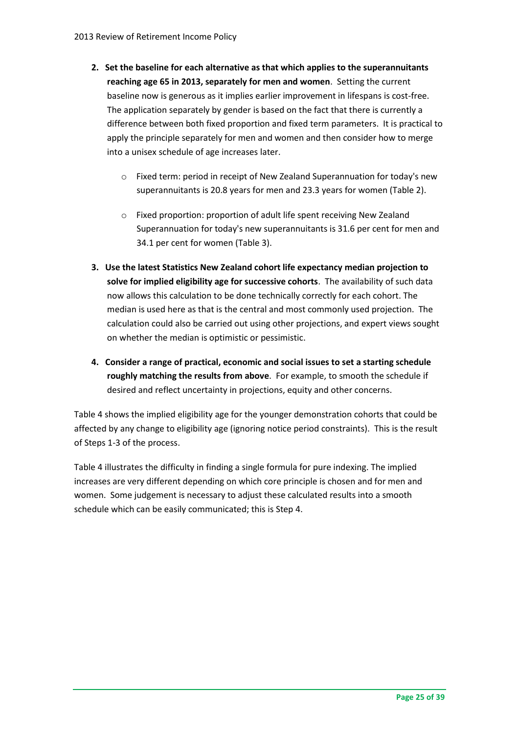2. **Set the baseline for each alternative as that which applies to the superannuitants reaching age 65 in 2013, separately for men and women**. Setting the current baseline now is generous as it implies earlier improvement in lifespans is cost-free. The application separately by gender is based on the fact that there is currently a difference between both fixed proportion and fixed term parameters. It is practical to apply the principle separately for men and women and then consider how to merge into a unisex schedule of age increases later.

    - Fixed term: period in receipt of New Zealand Superannuation for today's new superannuitants is 20.8 years for men and 23.3 years for women (Table 2).

    - Fixed proportion: proportion of adult life spent receiving New Zealand Superannuation for today's new superannuitants is 31.6 per cent for men and 34.1 per cent for women (Table 3).

3. **Use the latest Statistics New Zealand cohort life expectancy median projection to solve for implied eligibility age for successive cohorts**. The availability of such data now allows this calculation to be done technically correctly for each cohort. The median is used here as that is the central and most commonly used projection. The calculation could also be carried out using other projections, and expert views sought on whether the median is optimistic or pessimistic.

4. **Consider a range of practical, economic and social issues to set a starting schedule roughly matching the results from above**. For example, to smooth the schedule if desired and reflect uncertainty in projections, equity and other concerns.

Table 4 shows the implied eligibility age for the younger demonstration cohorts that could be affected by any change to eligibility age (ignoring notice period constraints). This is the result of Steps 1-3 of the process.

Table 4 illustrates the difficulty in finding a single formula for pure indexing. The implied increases are very different depending on which core principle is chosen and for men and women. Some judgement is necessary to adjust these calculated results into a smooth schedule which can be easily communicated; this is Step 4.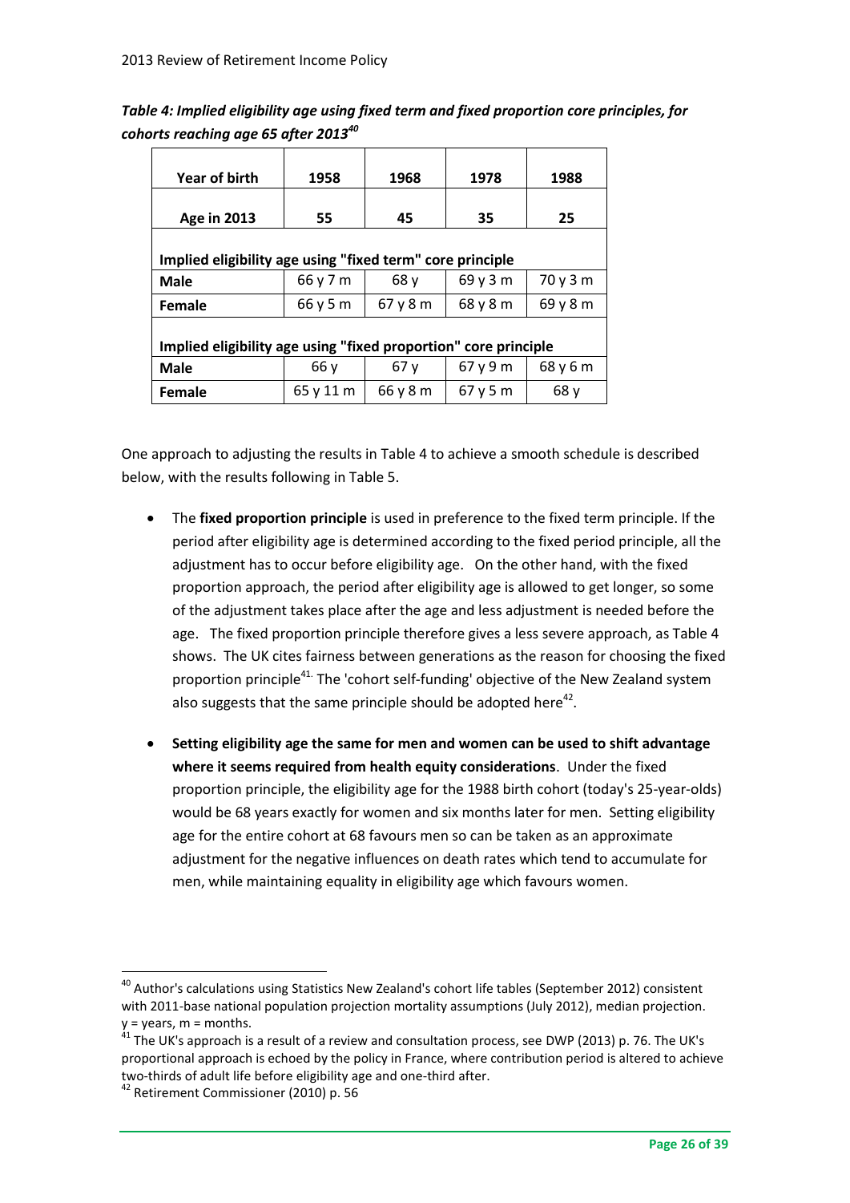*Table 4: Implied eligibility age using fixed term and fixed proportion core principles, for cohorts reaching age 65 after 2013*[40]

| Year of birth | 1958 | 1968 | 1978 | 1988 |
|---|---|---|---|---|
| **Age in 2013** | **55** | **45** | **35** | **25** |
| **Implied eligibility age using "fixed term" core principle** | | | | |
| **Male** | 66 y 7 m | 68 y | 69 y 3 m | 70 y 3 m |
| **Female** | 66 y 5 m | 67 y 8 m | 68 y 8 m | 69 y 8 m |
| **Implied eligibility age using "fixed proportion" core principle** | | | | |
| **Male** | 66 y | 67 y | 67 y 9 m | 68 y 6 m |
| **Female** | 65 y 11 m | 66 y 8 m | 67 y 5 m | 68 y |

One approach to adjusting the results in Table 4 to achieve a smooth schedule is described below, with the results following in Table 5.

- The **fixed proportion principle** is used in preference to the fixed term principle. If the period after eligibility age is determined according to the fixed period principle, all the adjustment has to occur before eligibility age. On the other hand, with the fixed proportion approach, the period after eligibility age is allowed to get longer, so some of the adjustment takes place after the age and less adjustment is needed before the age. The fixed proportion principle therefore gives a less severe approach, as Table 4 shows. The UK cites fairness between generations as the reason for choosing the fixed proportion principle[41]. The 'cohort self-funding' objective of the New Zealand system also suggests that the same principle should be adopted here[42].

- **Setting eligibility age the same for men and women can be used to shift advantage where it seems required from health equity considerations**. Under the fixed proportion principle, the eligibility age for the 1988 birth cohort (today's 25-year-olds) would be 68 years exactly for women and six months later for men. Setting eligibility age for the entire cohort at 68 favours men so can be taken as an approximate adjustment for the negative influences on death rates which tend to accumulate for men, while maintaining equality in eligibility age which favours women.

---

[40] Author's calculations using Statistics New Zealand's cohort life tables (September 2012) consistent with 2011-base national population projection mortality assumptions (July 2012), median projection. y = years, m = months.

[41] The UK's approach is a result of a review and consultation process, see DWP (2013) p. 76. The UK's proportional approach is echoed by the policy in France, where contribution period is altered to achieve two-thirds of adult life before eligibility age and one-third after.

[42] Retirement Commissioner (2010) p. 56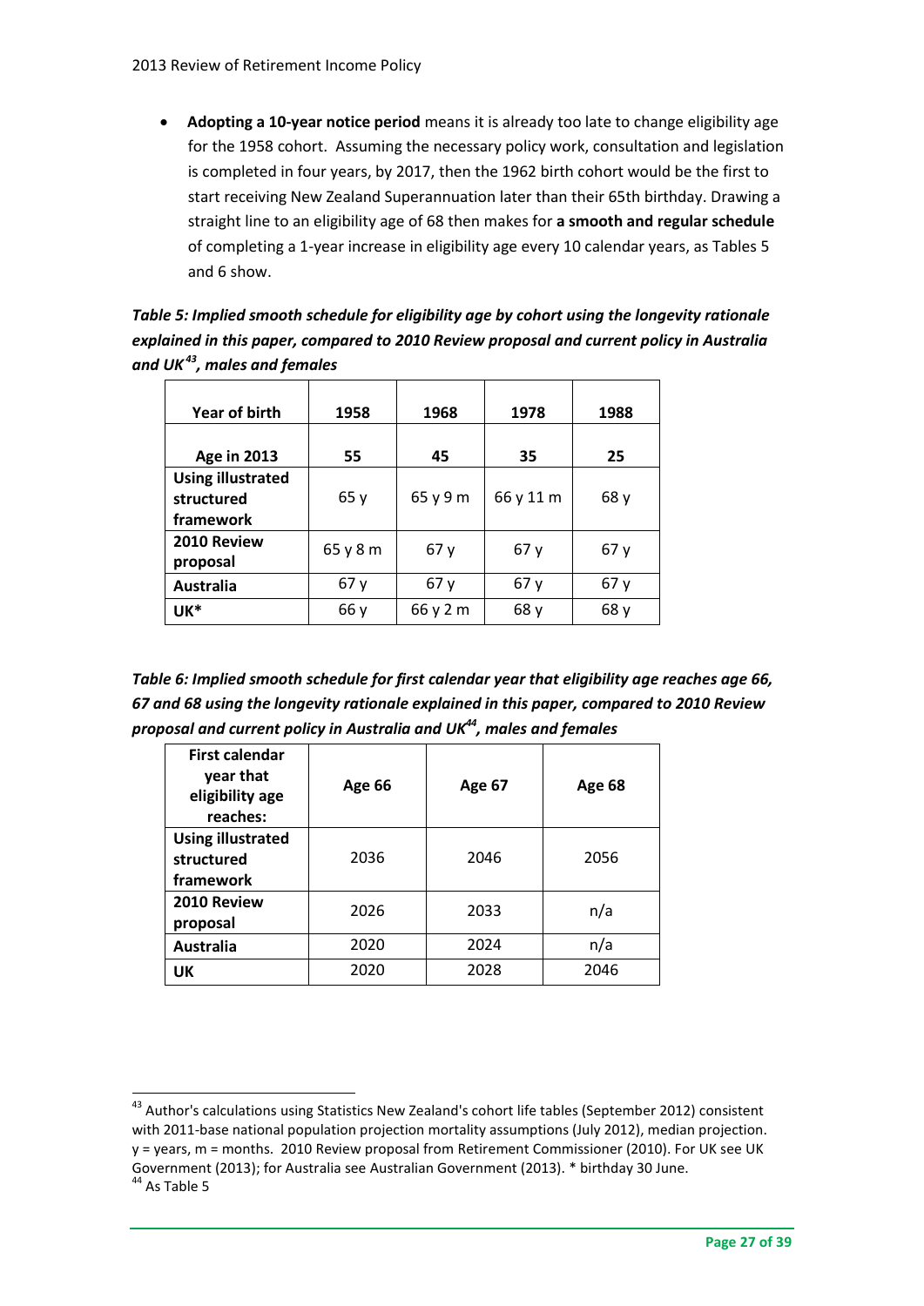- **Adopting a 10-year notice period** means it is already too late to change eligibility age for the 1958 cohort. Assuming the necessary policy work, consultation and legislation is completed in four years, by 2017, then the 1962 birth cohort would be the first to start receiving New Zealand Superannuation later than their 65th birthday. Drawing a straight line to an eligibility age of 68 then makes for **a smooth and regular schedule** of completing a 1-year increase in eligibility age every 10 calendar years, as Tables 5 and 6 show.

***Table 5: Implied smooth schedule for eligibility age by cohort using the longevity rationale explained in this paper, compared to 2010 Review proposal and current policy in Australia and UK[43], males and females***

| Year of birth | 1958 | 1968 | 1978 | 1988 |
|---|---|---|---|---|
| **Age in 2013** | **55** | **45** | **35** | **25** |
| **Using illustrated structured framework** | 65 y | 65 y 9 m | 66 y 11 m | 68 y |
| **2010 Review proposal** | 65 y 8 m | 67 y | 67 y | 67 y |
| **Australia** | 67 y | 67 y | 67 y | 67 y |
| **UK*** | 66 y | 66 y 2 m | 68 y | 68 y |

***Table 6: Implied smooth schedule for first calendar year that eligibility age reaches age 66, 67 and 68 using the longevity rationale explained in this paper, compared to 2010 Review proposal and current policy in Australia and UK[44], males and females***

| First calendar year that eligibility age reaches: | Age 66 | Age 67 | Age 68 |
|---|---|---|---|
| **Using illustrated structured framework** | 2036 | 2046 | 2056 |
| **2010 Review proposal** | 2026 | 2033 | n/a |
| **Australia** | 2020 | 2024 | n/a |
| **UK** | 2020 | 2028 | 2046 |

---

[43] Author's calculations using Statistics New Zealand's cohort life tables (September 2012) consistent with 2011-base national population projection mortality assumptions (July 2012), median projection. y = years, m = months. 2010 Review proposal from Retirement Commissioner (2010). For UK see UK Government (2013); for Australia see Australian Government (2013). * birthday 30 June.

[44] As Table 5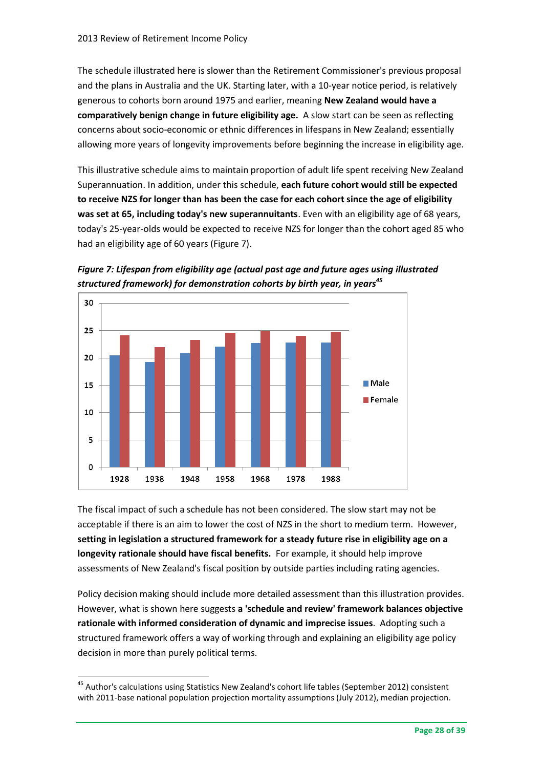The schedule illustrated here is slower than the Retirement Commissioner's previous proposal and the plans in Australia and the UK. Starting later, with a 10-year notice period, is relatively generous to cohorts born around 1975 and earlier, meaning **New Zealand would have a comparatively benign change in future eligibility age.** A slow start can be seen as reflecting concerns about socio-economic or ethnic differences in lifespans in New Zealand; essentially allowing more years of longevity improvements before beginning the increase in eligibility age.

This illustrative schedule aims to maintain proportion of adult life spent receiving New Zealand Superannuation. In addition, under this schedule, **each future cohort would still be expected to receive NZS for longer than has been the case for each cohort since the age of eligibility was set at 65, including today's new superannuitants**. Even with an eligibility age of 68 years, today's 25-year-olds would be expected to receive NZS for longer than the cohort aged 85 who had an eligibility age of 60 years (Figure 7).

***Figure 7: Lifespan from eligibility age (actual past age and future ages using illustrated structured framework) for demonstration cohorts by birth year, in years***[45]

The fiscal impact of such a schedule has not been considered. The slow start may not be acceptable if there is an aim to lower the cost of NZS in the short to medium term. However, **setting in legislation a structured framework for a steady future rise in eligibility age on a longevity rationale should have fiscal benefits.** For example, it should help improve assessments of New Zealand's fiscal position by outside parties including rating agencies.

Policy decision making should include more detailed assessment than this illustration provides. However, what is shown here suggests **a 'schedule and review' framework balances objective rationale with informed consideration of dynamic and imprecise issues**. Adopting such a structured framework offers a way of working through and explaining an eligibility age policy decision in more than purely political terms.

---

[45] Author's calculations using Statistics New Zealand's cohort life tables (September 2012) consistent with 2011-base national population projection mortality assumptions (July 2012), median projection.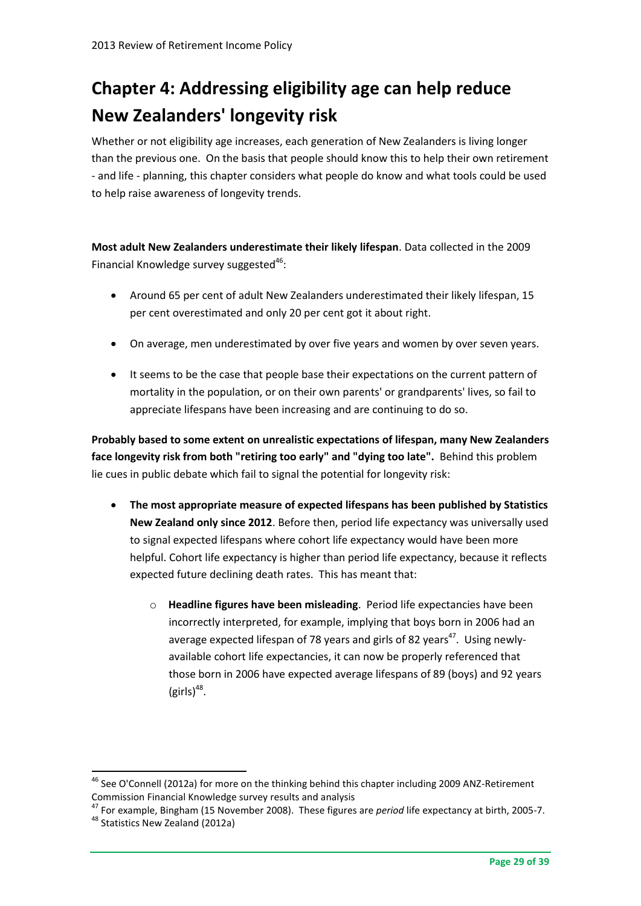# Chapter 4: Addressing eligibility age can help reduce New Zealanders' longevity risk

Whether or not eligibility age increases, each generation of New Zealanders is living longer than the previous one. On the basis that people should know this to help their own retirement - and life - planning, this chapter considers what people do know and what tools could be used to help raise awareness of longevity trends.

**Most adult New Zealanders underestimate their likely lifespan**. Data collected in the 2009 Financial Knowledge survey suggested[46]:

- Around 65 per cent of adult New Zealanders underestimated their likely lifespan, 15 per cent overestimated and only 20 per cent got it about right.
- On average, men underestimated by over five years and women by over seven years.
- It seems to be the case that people base their expectations on the current pattern of mortality in the population, or on their own parents' or grandparents' lives, so fail to appreciate lifespans have been increasing and are continuing to do so.

**Probably based to some extent on unrealistic expectations of lifespan, many New Zealanders face longevity risk from both "retiring too early" and "dying too late".** Behind this problem lie cues in public debate which fail to signal the potential for longevity risk:

- **The most appropriate measure of expected lifespans has been published by Statistics New Zealand only since 2012**. Before then, period life expectancy was universally used to signal expected lifespans where cohort life expectancy would have been more helpful. Cohort life expectancy is higher than period life expectancy, because it reflects expected future declining death rates. This has meant that:
    - **Headline figures have been misleading**. Period life expectancies have been incorrectly interpreted, for example, implying that boys born in 2006 had an average expected lifespan of 78 years and girls of 82 years[47]. Using newly-available cohort life expectancies, it can now be properly referenced that those born in 2006 have expected average lifespans of 89 (boys) and 92 years (girls)[48].

---

[46] See O'Connell (2012a) for more on the thinking behind this chapter including 2009 ANZ-Retirement Commission Financial Knowledge survey results and analysis

[47] For example, Bingham (15 November 2008). These figures are *period* life expectancy at birth, 2005-7.

[48] Statistics New Zealand (2012a)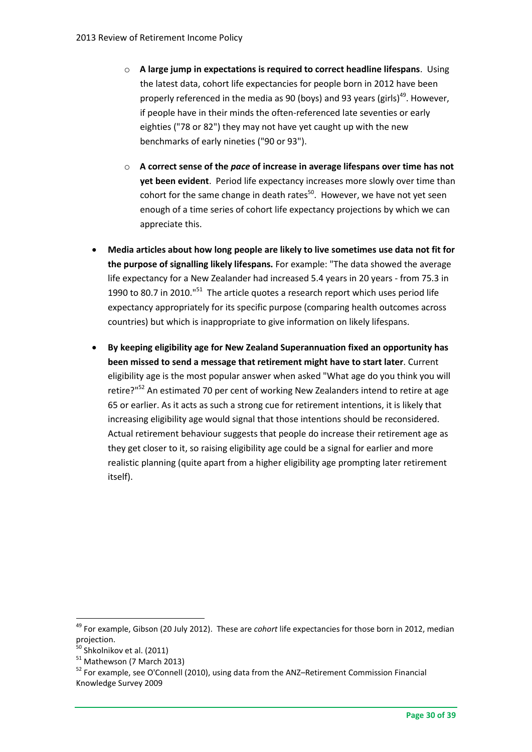- **A large jump in expectations is required to correct headline lifespans**. Using the latest data, cohort life expectancies for people born in 2012 have been properly referenced in the media as 90 (boys) and 93 years (girls)[49]. However, if people have in their minds the often-referenced late seventies or early eighties ("78 or 82") they may not have yet caught up with the new benchmarks of early nineties ("90 or 93").

- **A correct sense of the *pace* of increase in average lifespans over time has not yet been evident**. Period life expectancy increases more slowly over time than cohort for the same change in death rates[50]. However, we have not yet seen enough of a time series of cohort life expectancy projections by which we can appreciate this.

- **Media articles about how long people are likely to live sometimes use data not fit for the purpose of signalling likely lifespans.** For example: "The data showed the average life expectancy for a New Zealander had increased 5.4 years in 20 years - from 75.3 in 1990 to 80.7 in 2010."[51] The article quotes a research report which uses period life expectancy appropriately for its specific purpose (comparing health outcomes across countries) but which is inappropriate to give information on likely lifespans.

- **By keeping eligibility age for New Zealand Superannuation fixed an opportunity has been missed to send a message that retirement might have to start later**. Current eligibility age is the most popular answer when asked "What age do you think you will retire?"[52] An estimated 70 per cent of working New Zealanders intend to retire at age 65 or earlier. As it acts as such a strong cue for retirement intentions, it is likely that increasing eligibility age would signal that those intentions should be reconsidered. Actual retirement behaviour suggests that people do increase their retirement age as they get closer to it, so raising eligibility age could be a signal for earlier and more realistic planning (quite apart from a higher eligibility age prompting later retirement itself).

---

[49] For example, Gibson (20 July 2012). These are *cohort* life expectancies for those born in 2012, median projection.

[50] Shkolnikov et al. (2011)

[51] Mathewson (7 March 2013)

[52] For example, see O'Connell (2010), using data from the ANZ–Retirement Commission Financial Knowledge Survey 2009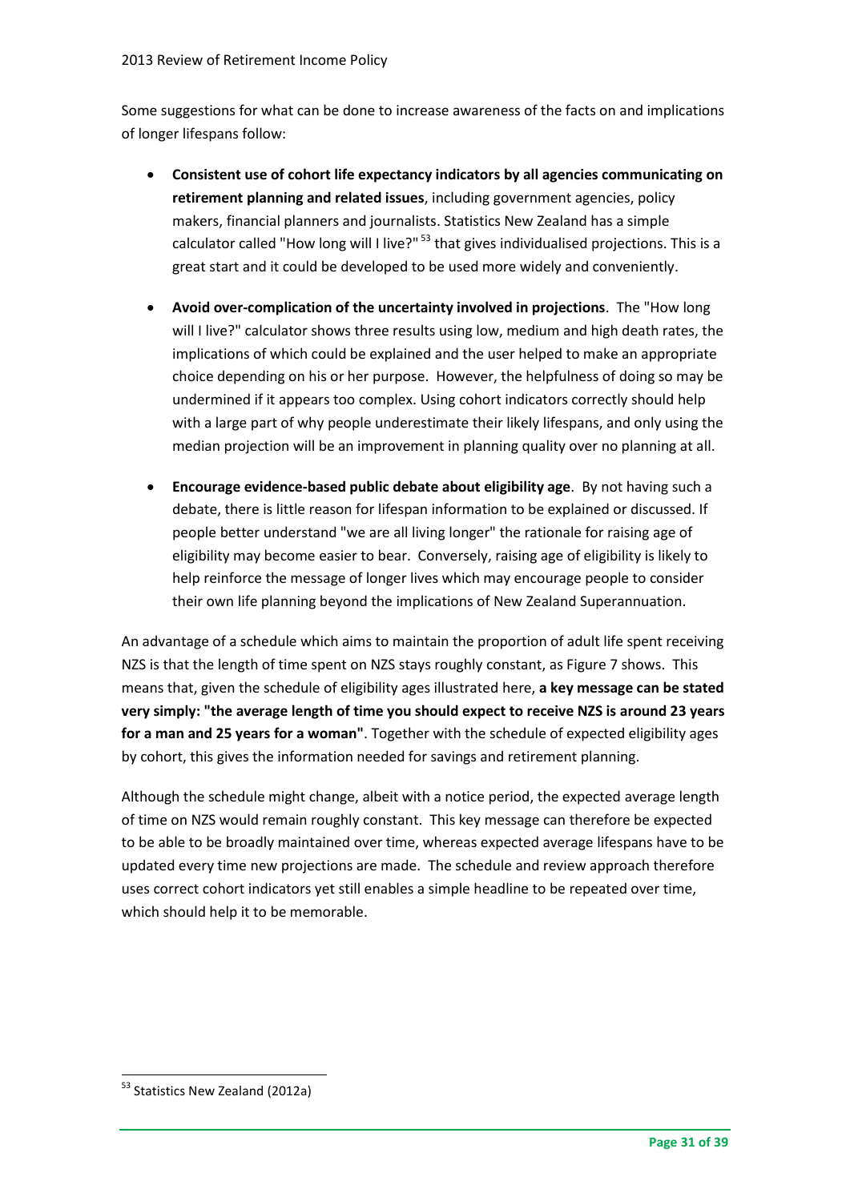Some suggestions for what can be done to increase awareness of the facts on and implications of longer lifespans follow:

- **Consistent use of cohort life expectancy indicators by all agencies communicating on retirement planning and related issues**, including government agencies, policy makers, financial planners and journalists. Statistics New Zealand has a simple calculator called "How long will I live?"[53] that gives individualised projections. This is a great start and it could be developed to be used more widely and conveniently.

- **Avoid over-complication of the uncertainty involved in projections**. The "How long will I live?" calculator shows three results using low, medium and high death rates, the implications of which could be explained and the user helped to make an appropriate choice depending on his or her purpose. However, the helpfulness of doing so may be undermined if it appears too complex. Using cohort indicators correctly should help with a large part of why people underestimate their likely lifespans, and only using the median projection will be an improvement in planning quality over no planning at all.

- **Encourage evidence-based public debate about eligibility age**. By not having such a debate, there is little reason for lifespan information to be explained or discussed. If people better understand "we are all living longer" the rationale for raising age of eligibility may become easier to bear. Conversely, raising age of eligibility is likely to help reinforce the message of longer lives which may encourage people to consider their own life planning beyond the implications of New Zealand Superannuation.

An advantage of a schedule which aims to maintain the proportion of adult life spent receiving NZS is that the length of time spent on NZS stays roughly constant, as Figure 7 shows. This means that, given the schedule of eligibility ages illustrated here, **a key message can be stated very simply: "the average length of time you should expect to receive NZS is around 23 years for a man and 25 years for a woman"**. Together with the schedule of expected eligibility ages by cohort, this gives the information needed for savings and retirement planning.

Although the schedule might change, albeit with a notice period, the expected average length of time on NZS would remain roughly constant. This key message can therefore be expected to be able to be broadly maintained over time, whereas expected average lifespans have to be updated every time new projections are made. The schedule and review approach therefore uses correct cohort indicators yet still enables a simple headline to be repeated over time, which should help it to be memorable.

[53] Statistics New Zealand (2012a)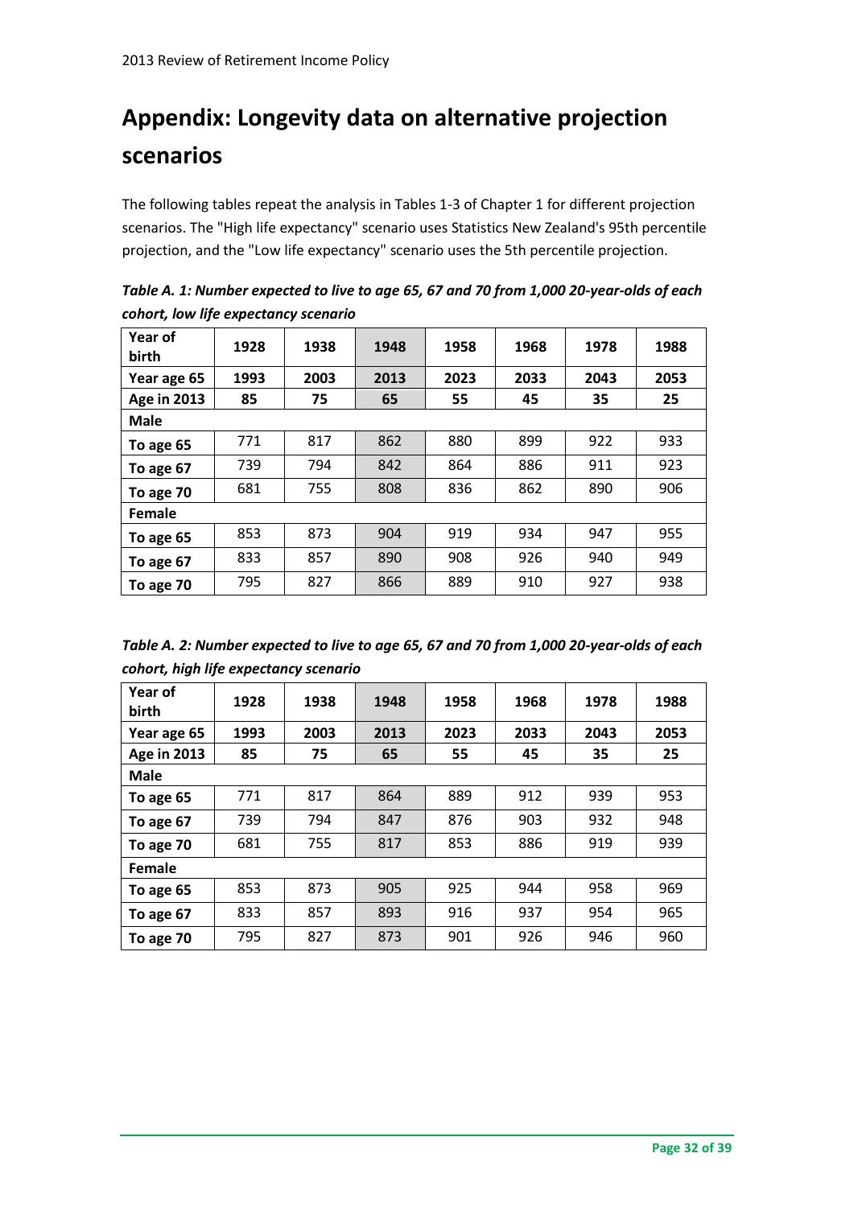# Appendix: Longevity data on alternative projection scenarios

The following tables repeat the analysis in Tables 1-3 of Chapter 1 for different projection scenarios. The "High life expectancy" scenario uses Statistics New Zealand's 95th percentile projection, and the "Low life expectancy" scenario uses the 5th percentile projection.

***Table A. 1: Number expected to live to age 65, 67 and 70 from 1,000 20-year-olds of each cohort, low life expectancy scenario***

| Year of birth | 1928 | 1938 | 1948 | 1958 | 1968 | 1978 | 1988 |
|---|---|---|---|---|---|---|---|
| **Year age 65** | **1993** | **2003** | **2013** | **2023** | **2033** | **2043** | **2053** |
| **Age in 2013** | **85** | **75** | **65** | **55** | **45** | **35** | **25** |
| **Male** | | | | | | | |
| **To age 65** | 771 | 817 | 862 | 880 | 899 | 922 | 933 |
| **To age 67** | 739 | 794 | 842 | 864 | 886 | 911 | 923 |
| **To age 70** | 681 | 755 | 808 | 836 | 862 | 890 | 906 |
| **Female** | | | | | | | |
| **To age 65** | 853 | 873 | 904 | 919 | 934 | 947 | 955 |
| **To age 67** | 833 | 857 | 890 | 908 | 926 | 940 | 949 |
| **To age 70** | 795 | 827 | 866 | 889 | 910 | 927 | 938 |

***Table A. 2: Number expected to live to age 65, 67 and 70 from 1,000 20-year-olds of each cohort, high life expectancy scenario***

| Year of birth | 1928 | 1938 | 1948 | 1958 | 1968 | 1978 | 1988 |
|---|---|---|---|---|---|---|---|
| **Year age 65** | **1993** | **2003** | **2013** | **2023** | **2033** | **2043** | **2053** |
| **Age in 2013** | **85** | **75** | **65** | **55** | **45** | **35** | **25** |
| **Male** | | | | | | | |
| **To age 65** | 771 | 817 | 864 | 889 | 912 | 939 | 953 |
| **To age 67** | 739 | 794 | 847 | 876 | 903 | 932 | 948 |
| **To age 70** | 681 | 755 | 817 | 853 | 886 | 919 | 939 |
| **Female** | | | | | | | |
| **To age 65** | 853 | 873 | 905 | 925 | 944 | 958 | 969 |
| **To age 67** | 833 | 857 | 893 | 916 | 937 | 954 | 965 |
| **To age 70** | 795 | 827 | 873 | 901 | 926 | 946 | 960 |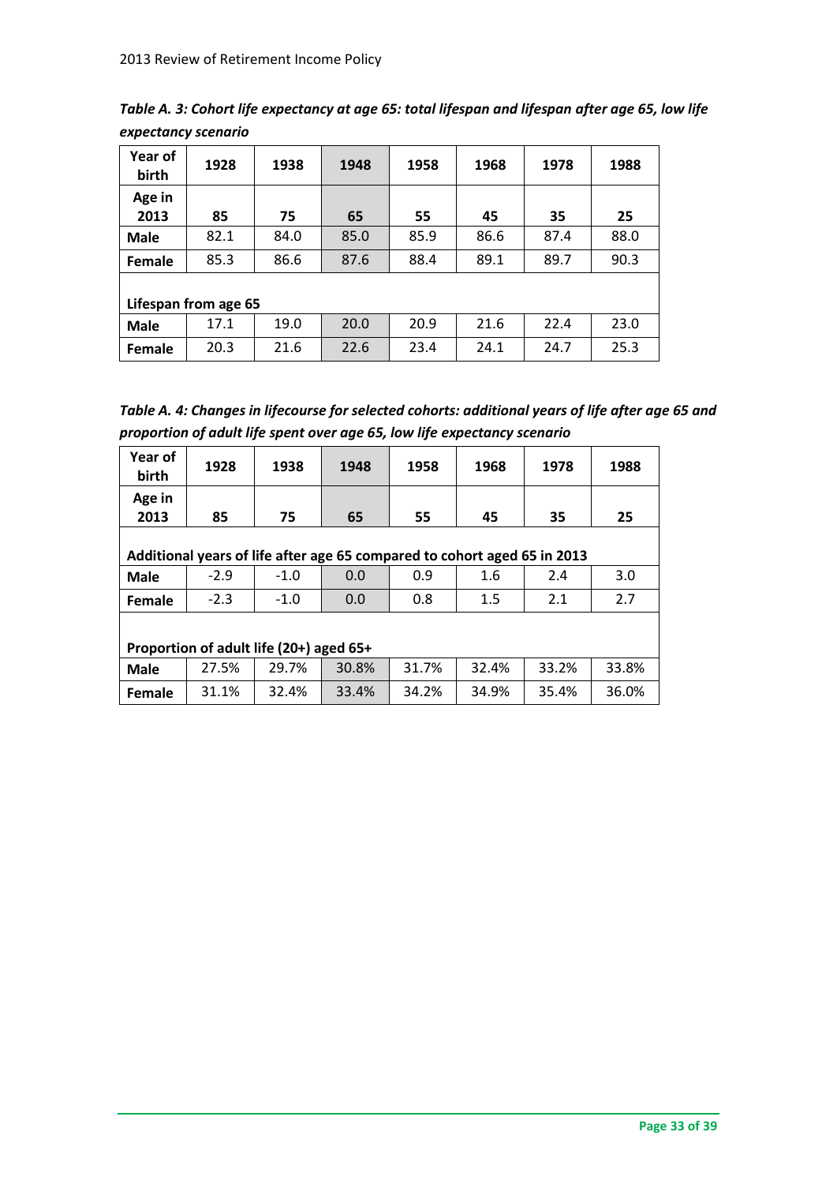*Table A. 3: Cohort life expectancy at age 65: total lifespan and lifespan after age 65, low life expectancy scenario*

| Year of birth | 1928 | 1938 | 1948 | 1958 | 1968 | 1978 | 1988 |
|---|---|---|---|---|---|---|---|
| **Age in 2013** | **85** | **75** | **65** | **55** | **45** | **35** | **25** |
| **Male** | 82.1 | 84.0 | 85.0 | 85.9 | 86.6 | 87.4 | 88.0 |
| **Female** | 85.3 | 86.6 | 87.6 | 88.4 | 89.1 | 89.7 | 90.3 |
| **Lifespan from age 65** | | | | | | | |
| **Male** | 17.1 | 19.0 | 20.0 | 20.9 | 21.6 | 22.4 | 23.0 |
| **Female** | 20.3 | 21.6 | 22.6 | 23.4 | 24.1 | 24.7 | 25.3 |

*Table A. 4: Changes in lifecourse for selected cohorts: additional years of life after age 65 and proportion of adult life spent over age 65, low life expectancy scenario*

| Year of birth | 1928 | 1938 | 1948 | 1958 | 1968 | 1978 | 1988 |
|---|---|---|---|---|---|---|---|
| **Age in 2013** | **85** | **75** | **65** | **55** | **45** | **35** | **25** |
| **Additional years of life after age 65 compared to cohort aged 65 in 2013** | | | | | | | |
| **Male** | -2.9 | -1.0 | 0.0 | 0.9 | 1.6 | 2.4 | 3.0 |
| **Female** | -2.3 | -1.0 | 0.0 | 0.8 | 1.5 | 2.1 | 2.7 |
| **Proportion of adult life (20+) aged 65+** | | | | | | | |
| **Male** | 27.5% | 29.7% | 30.8% | 31.7% | 32.4% | 33.2% | 33.8% |
| **Female** | 31.1% | 32.4% | 33.4% | 34.2% | 34.9% | 35.4% | 36.0% |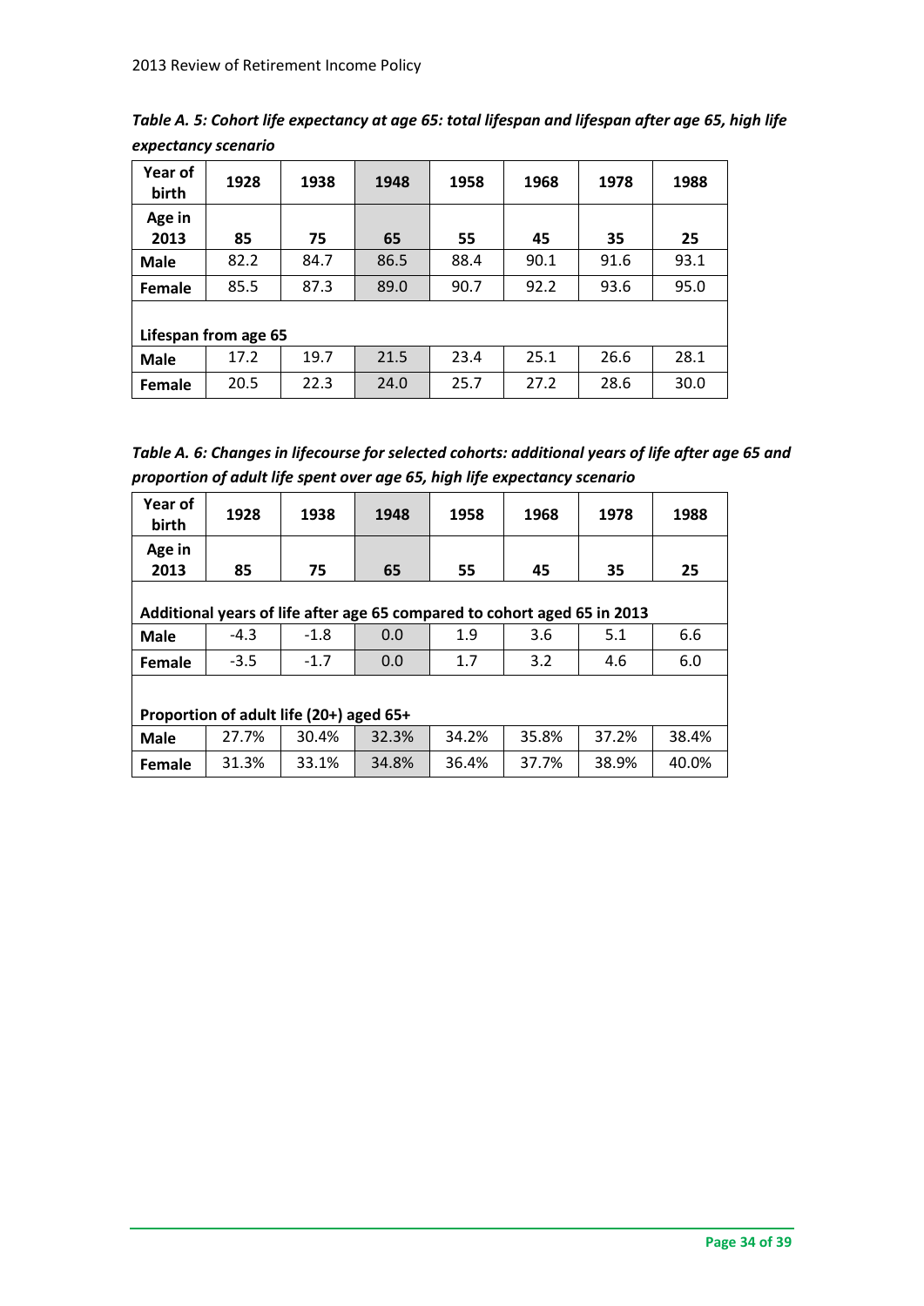*Table A. 5: Cohort life expectancy at age 65: total lifespan and lifespan after age 65, high life expectancy scenario*

| Year of birth | 1928 | 1938 | 1948 | 1958 | 1968 | 1978 | 1988 |
|---|---|---|---|---|---|---|---|
| **Age in 2013** | **85** | **75** | **65** | **55** | **45** | **35** | **25** |
| **Male** | 82.2 | 84.7 | 86.5 | 88.4 | 90.1 | 91.6 | 93.1 |
| **Female** | 85.5 | 87.3 | 89.0 | 90.7 | 92.2 | 93.6 | 95.0 |
| **Lifespan from age 65** | | | | | | | |
| **Male** | 17.2 | 19.7 | 21.5 | 23.4 | 25.1 | 26.6 | 28.1 |
| **Female** | 20.5 | 22.3 | 24.0 | 25.7 | 27.2 | 28.6 | 30.0 |

*Table A. 6: Changes in lifecourse for selected cohorts: additional years of life after age 65 and proportion of adult life spent over age 65, high life expectancy scenario*

| Year of birth | 1928 | 1938 | 1948 | 1958 | 1968 | 1978 | 1988 |
|---|---|---|---|---|---|---|---|
| **Age in 2013** | **85** | **75** | **65** | **55** | **45** | **35** | **25** |
| **Additional years of life after age 65 compared to cohort aged 65 in 2013** | | | | | | | |
| **Male** | -4.3 | -1.8 | 0.0 | 1.9 | 3.6 | 5.1 | 6.6 |
| **Female** | -3.5 | -1.7 | 0.0 | 1.7 | 3.2 | 4.6 | 6.0 |
| **Proportion of adult life (20+) aged 65+** | | | | | | | |
| **Male** | 27.7% | 30.4% | 32.3% | 34.2% | 35.8% | 37.2% | 38.4% |
| **Female** | 31.3% | 33.1% | 34.8% | 36.4% | 37.7% | 38.9% | 40.0% |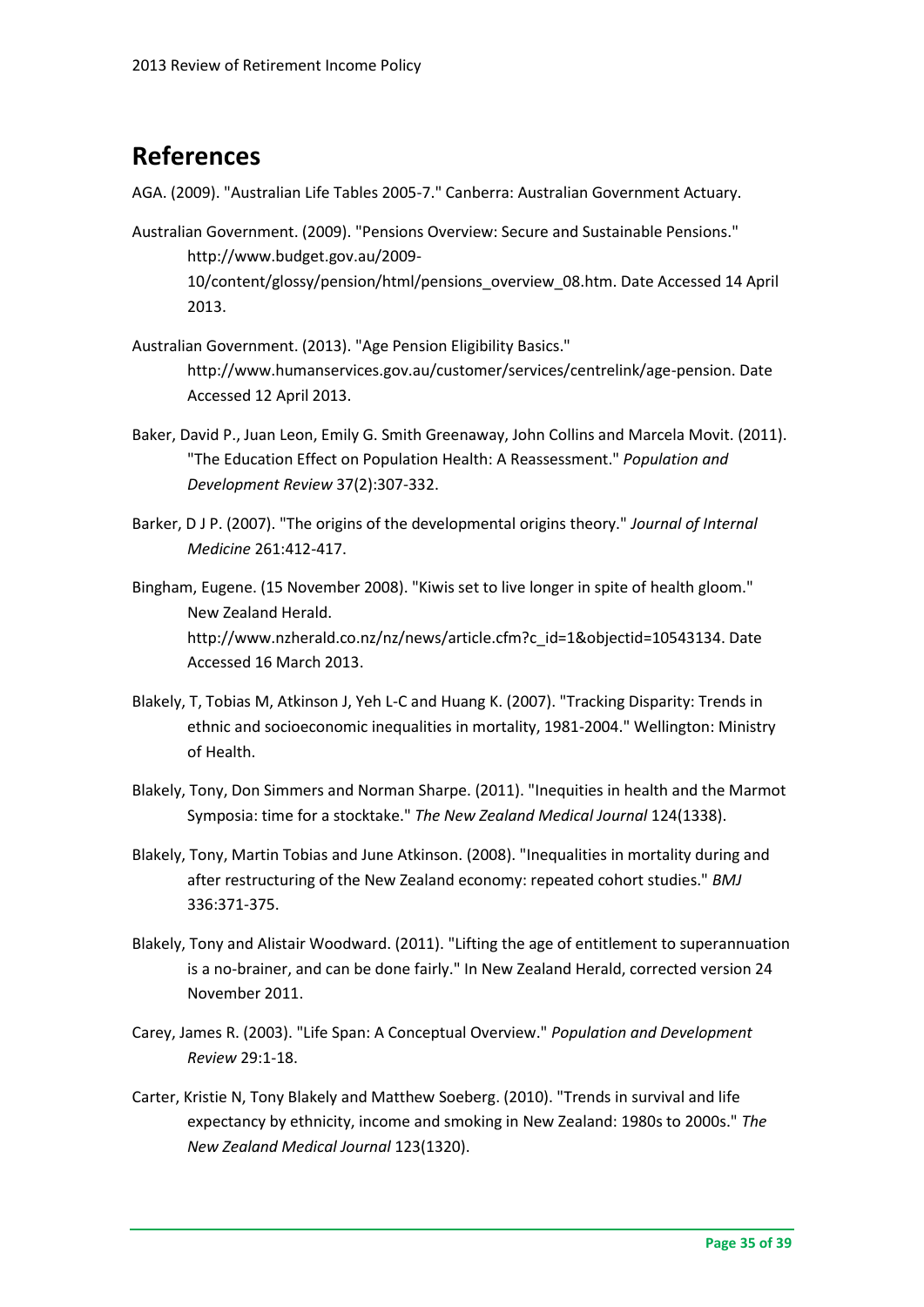# References

AGA. (2009). "Australian Life Tables 2005-7." Canberra: Australian Government Actuary.

Australian Government. (2009). "Pensions Overview: Secure and Sustainable Pensions." http://www.budget.gov.au/2009-10/content/glossy/pension/html/pensions_overview_08.htm. Date Accessed 14 April 2013.

Australian Government. (2013). "Age Pension Eligibility Basics." http://www.humanservices.gov.au/customer/services/centrelink/age-pension. Date Accessed 12 April 2013.

Baker, David P., Juan Leon, Emily G. Smith Greenaway, John Collins and Marcela Movit. (2011). "The Education Effect on Population Health: A Reassessment." *Population and Development Review* 37(2):307-332.

Barker, D J P. (2007). "The origins of the developmental origins theory." *Journal of Internal Medicine* 261:412-417.

Bingham, Eugene. (15 November 2008). "Kiwis set to live longer in spite of health gloom." New Zealand Herald. http://www.nzherald.co.nz/nz/news/article.cfm?c_id=1&objectid=10543134. Date Accessed 16 March 2013.

Blakely, T, Tobias M, Atkinson J, Yeh L-C and Huang K. (2007). "Tracking Disparity: Trends in ethnic and socioeconomic inequalities in mortality, 1981-2004." Wellington: Ministry of Health.

Blakely, Tony, Don Simmers and Norman Sharpe. (2011). "Inequities in health and the Marmot Symposia: time for a stocktake." *The New Zealand Medical Journal* 124(1338).

Blakely, Tony, Martin Tobias and June Atkinson. (2008). "Inequalities in mortality during and after restructuring of the New Zealand economy: repeated cohort studies." *BMJ* 336:371-375.

Blakely, Tony and Alistair Woodward. (2011). "Lifting the age of entitlement to superannuation is a no-brainer, and can be done fairly." In New Zealand Herald, corrected version 24 November 2011.

Carey, James R. (2003). "Life Span: A Conceptual Overview." *Population and Development Review* 29:1-18.

Carter, Kristie N, Tony Blakely and Matthew Soeberg. (2010). "Trends in survival and life expectancy by ethnicity, income and smoking in New Zealand: 1980s to 2000s." *The New Zealand Medical Journal* 123(1320).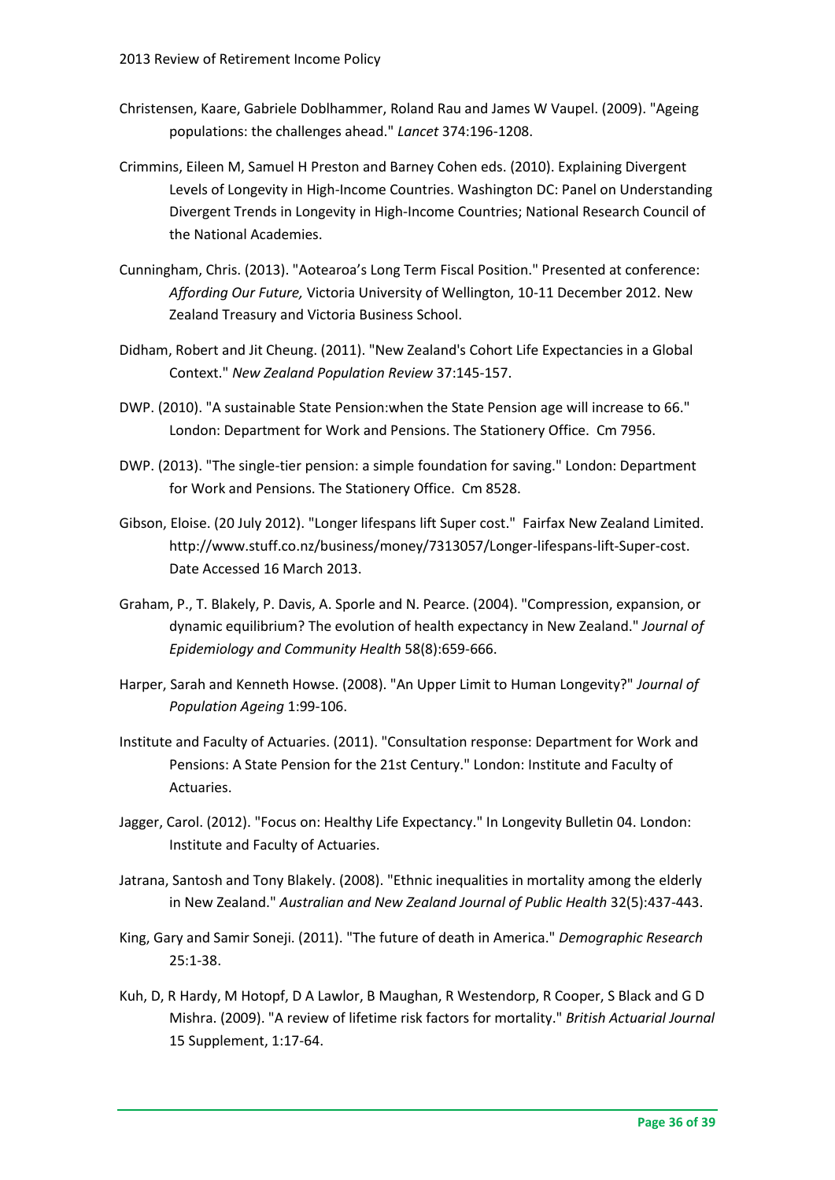Christensen, Kaare, Gabriele Doblhammer, Roland Rau and James W Vaupel. (2009). "Ageing populations: the challenges ahead." *Lancet* 374:196-1208.

Crimmins, Eileen M, Samuel H Preston and Barney Cohen eds. (2010). Explaining Divergent Levels of Longevity in High-Income Countries. Washington DC: Panel on Understanding Divergent Trends in Longevity in High-Income Countries; National Research Council of the National Academies.

Cunningham, Chris. (2013). "Aotearoa's Long Term Fiscal Position." Presented at conference: *Affording Our Future,* Victoria University of Wellington, 10-11 December 2012. New Zealand Treasury and Victoria Business School.

Didham, Robert and Jit Cheung. (2011). "New Zealand's Cohort Life Expectancies in a Global Context." *New Zealand Population Review* 37:145-157.

DWP. (2010). "A sustainable State Pension:when the State Pension age will increase to 66." London: Department for Work and Pensions. The Stationery Office. Cm 7956.

DWP. (2013). "The single-tier pension: a simple foundation for saving." London: Department for Work and Pensions. The Stationery Office. Cm 8528.

Gibson, Eloise. (20 July 2012). "Longer lifespans lift Super cost." Fairfax New Zealand Limited. http://www.stuff.co.nz/business/money/7313057/Longer-lifespans-lift-Super-cost. Date Accessed 16 March 2013.

Graham, P., T. Blakely, P. Davis, A. Sporle and N. Pearce. (2004). "Compression, expansion, or dynamic equilibrium? The evolution of health expectancy in New Zealand." *Journal of Epidemiology and Community Health* 58(8):659-666.

Harper, Sarah and Kenneth Howse. (2008). "An Upper Limit to Human Longevity?" *Journal of Population Ageing* 1:99-106.

Institute and Faculty of Actuaries. (2011). "Consultation response: Department for Work and Pensions: A State Pension for the 21st Century." London: Institute and Faculty of Actuaries.

Jagger, Carol. (2012). "Focus on: Healthy Life Expectancy." In Longevity Bulletin 04. London: Institute and Faculty of Actuaries.

Jatrana, Santosh and Tony Blakely. (2008). "Ethnic inequalities in mortality among the elderly in New Zealand." *Australian and New Zealand Journal of Public Health* 32(5):437-443.

King, Gary and Samir Soneji. (2011). "The future of death in America." *Demographic Research* 25:1-38.

Kuh, D, R Hardy, M Hotopf, D A Lawlor, B Maughan, R Westendorp, R Cooper, S Black and G D Mishra. (2009). "A review of lifetime risk factors for mortality." *British Actuarial Journal* 15 Supplement, 1:17-64.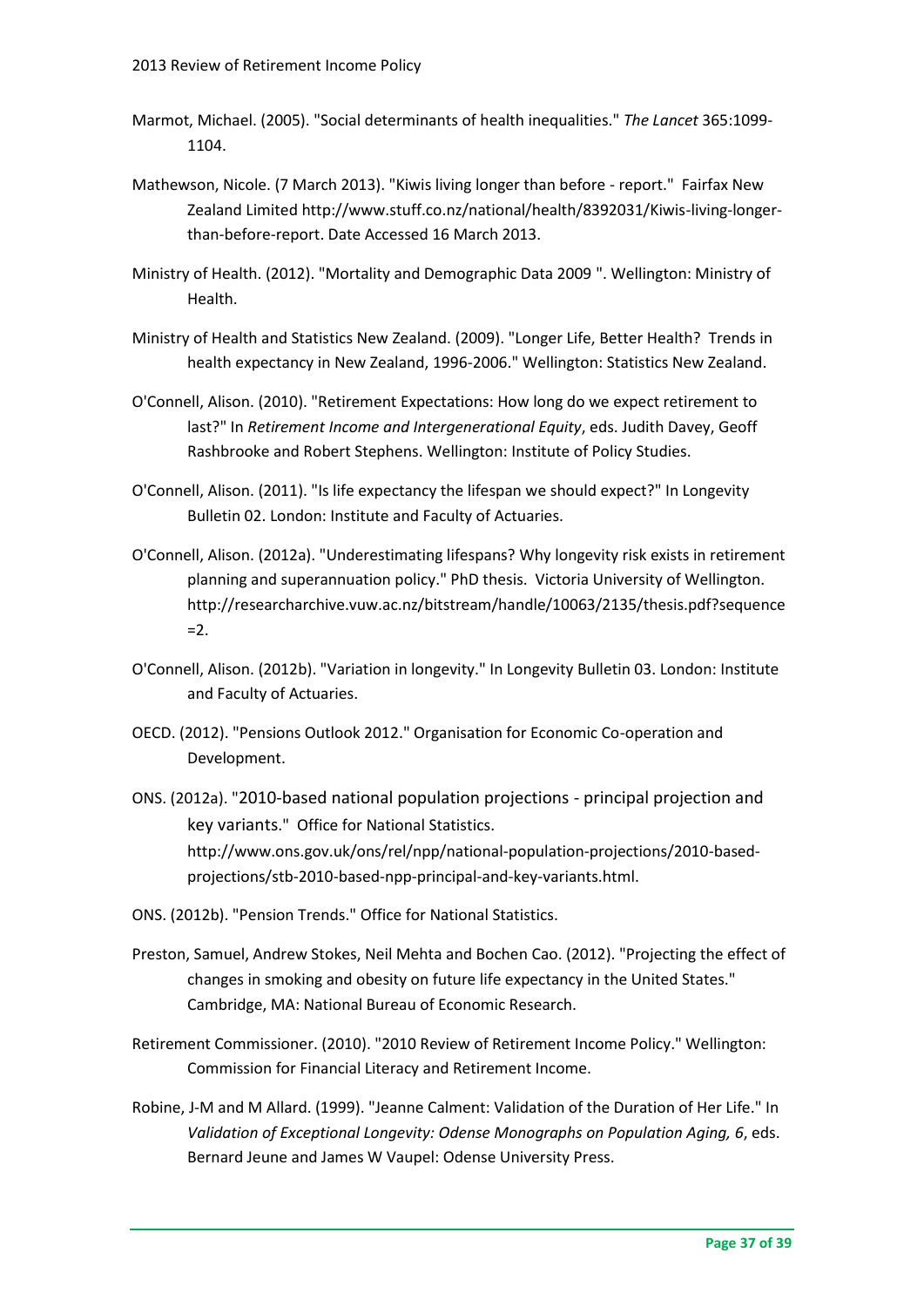Marmot, Michael. (2005). "Social determinants of health inequalities." *The Lancet* 365:1099-1104.

Mathewson, Nicole. (7 March 2013). "Kiwis living longer than before - report." Fairfax New Zealand Limited http://www.stuff.co.nz/national/health/8392031/Kiwis-living-longer-than-before-report. Date Accessed 16 March 2013.

Ministry of Health. (2012). "Mortality and Demographic Data 2009 ". Wellington: Ministry of Health.

Ministry of Health and Statistics New Zealand. (2009). "Longer Life, Better Health? Trends in health expectancy in New Zealand, 1996-2006." Wellington: Statistics New Zealand.

O'Connell, Alison. (2010). "Retirement Expectations: How long do we expect retirement to last?" In *Retirement Income and Intergenerational Equity*, eds. Judith Davey, Geoff Rashbrooke and Robert Stephens. Wellington: Institute of Policy Studies.

O'Connell, Alison. (2011). "Is life expectancy the lifespan we should expect?" In Longevity Bulletin 02. London: Institute and Faculty of Actuaries.

O'Connell, Alison. (2012a). "Underestimating lifespans? Why longevity risk exists in retirement planning and superannuation policy." PhD thesis. Victoria University of Wellington. http://researcharchive.vuw.ac.nz/bitstream/handle/10063/2135/thesis.pdf?sequence=2.

O'Connell, Alison. (2012b). "Variation in longevity." In Longevity Bulletin 03. London: Institute and Faculty of Actuaries.

OECD. (2012). "Pensions Outlook 2012." Organisation for Economic Co-operation and Development.

ONS. (2012a). "2010-based national population projections - principal projection and key variants." Office for National Statistics. http://www.ons.gov.uk/ons/rel/npp/national-population-projections/2010-based-projections/stb-2010-based-npp-principal-and-key-variants.html.

ONS. (2012b). "Pension Trends." Office for National Statistics.

Preston, Samuel, Andrew Stokes, Neil Mehta and Bochen Cao. (2012). "Projecting the effect of changes in smoking and obesity on future life expectancy in the United States." Cambridge, MA: National Bureau of Economic Research.

Retirement Commissioner. (2010). "2010 Review of Retirement Income Policy." Wellington: Commission for Financial Literacy and Retirement Income.

Robine, J-M and M Allard. (1999). "Jeanne Calment: Validation of the Duration of Her Life." In *Validation of Exceptional Longevity: Odense Monographs on Population Aging, 6*, eds. Bernard Jeune and James W Vaupel: Odense University Press.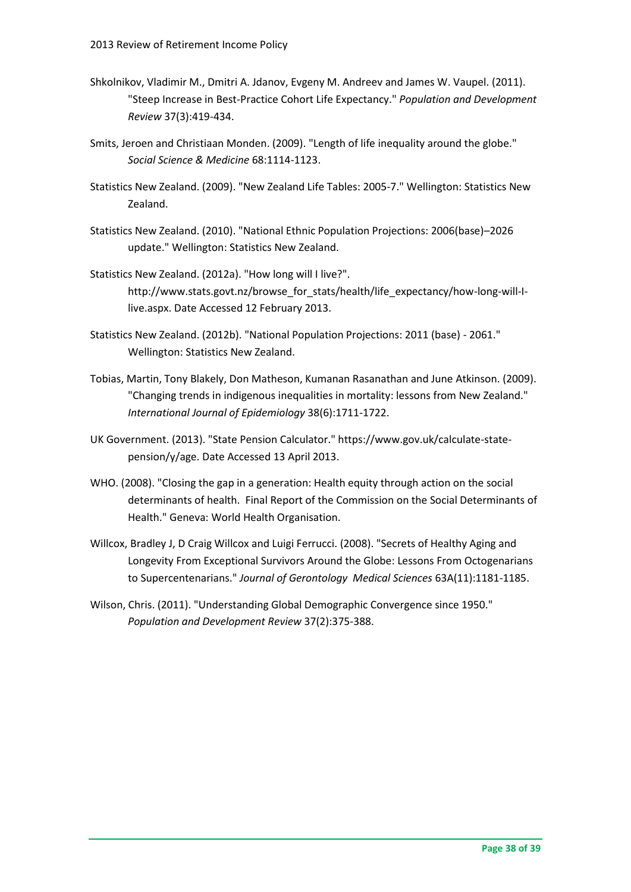Shkolnikov, Vladimir M., Dmitri A. Jdanov, Evgeny M. Andreev and James W. Vaupel. (2011). "Steep Increase in Best-Practice Cohort Life Expectancy." *Population and Development Review* 37(3):419-434.

Smits, Jeroen and Christiaan Monden. (2009). "Length of life inequality around the globe." *Social Science & Medicine* 68:1114-1123.

Statistics New Zealand. (2009). "New Zealand Life Tables: 2005-7." Wellington: Statistics New Zealand.

Statistics New Zealand. (2010). "National Ethnic Population Projections: 2006(base)–2026 update." Wellington: Statistics New Zealand.

Statistics New Zealand. (2012a). "How long will I live?". http://www.stats.govt.nz/browse_for_stats/health/life_expectancy/how-long-will-I-live.aspx. Date Accessed 12 February 2013.

Statistics New Zealand. (2012b). "National Population Projections: 2011 (base) - 2061." Wellington: Statistics New Zealand.

Tobias, Martin, Tony Blakely, Don Matheson, Kumanan Rasanathan and June Atkinson. (2009). "Changing trends in indigenous inequalities in mortality: lessons from New Zealand." *International Journal of Epidemiology* 38(6):1711-1722.

UK Government. (2013). "State Pension Calculator." https://www.gov.uk/calculate-state-pension/y/age. Date Accessed 13 April 2013.

WHO. (2008). "Closing the gap in a generation: Health equity through action on the social determinants of health. Final Report of the Commission on the Social Determinants of Health." Geneva: World Health Organisation.

Willcox, Bradley J, D Craig Willcox and Luigi Ferrucci. (2008). "Secrets of Healthy Aging and Longevity From Exceptional Survivors Around the Globe: Lessons From Octogenarians to Supercentenarians." *Journal of Gerontology Medical Sciences* 63A(11):1181-1185.

Wilson, Chris. (2011). "Understanding Global Demographic Convergence since 1950." *Population and Development Review* 37(2):375-388.